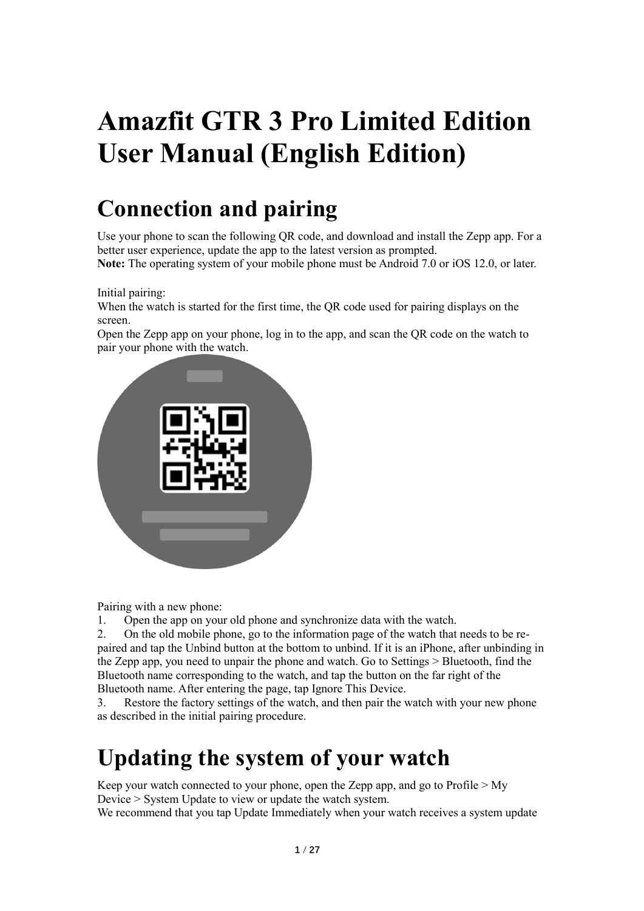# Amazfit GTR 3 Pro Limited Edition User Manual (English Edition)

## Connection and pairing

Use your phone to scan the following QR code, and download and install the Zepp app. For a better user experience, update the app to the latest version as prompted.
**Note:** The operating system of your mobile phone must be Android 7.0 or iOS 12.0, or later.

Initial pairing:
When the watch is started for the first time, the QR code used for pairing displays on the screen.
Open the Zepp app on your phone, log in to the app, and scan the QR code on the watch to pair your phone with the watch.

Pairing with a new phone:

1. Open the app on your old phone and synchronize data with the watch.
2. On the old mobile phone, go to the information page of the watch that needs to be re-paired and tap the Unbind button at the bottom to unbind. If it is an iPhone, after unbinding in the Zepp app, you need to unpair the phone and watch. Go to Settings > Bluetooth, find the Bluetooth name corresponding to the watch, and tap the button on the far right of the Bluetooth name. After entering the page, tap Ignore This Device.
3. Restore the factory settings of the watch, and then pair the watch with your new phone as described in the initial pairing procedure.

## Updating the system of your watch

Keep your watch connected to your phone, open the Zepp app, and go to Profile > My Device > System Update to view or update the watch system.
We recommend that you tap Update Immediately when your watch receives a system update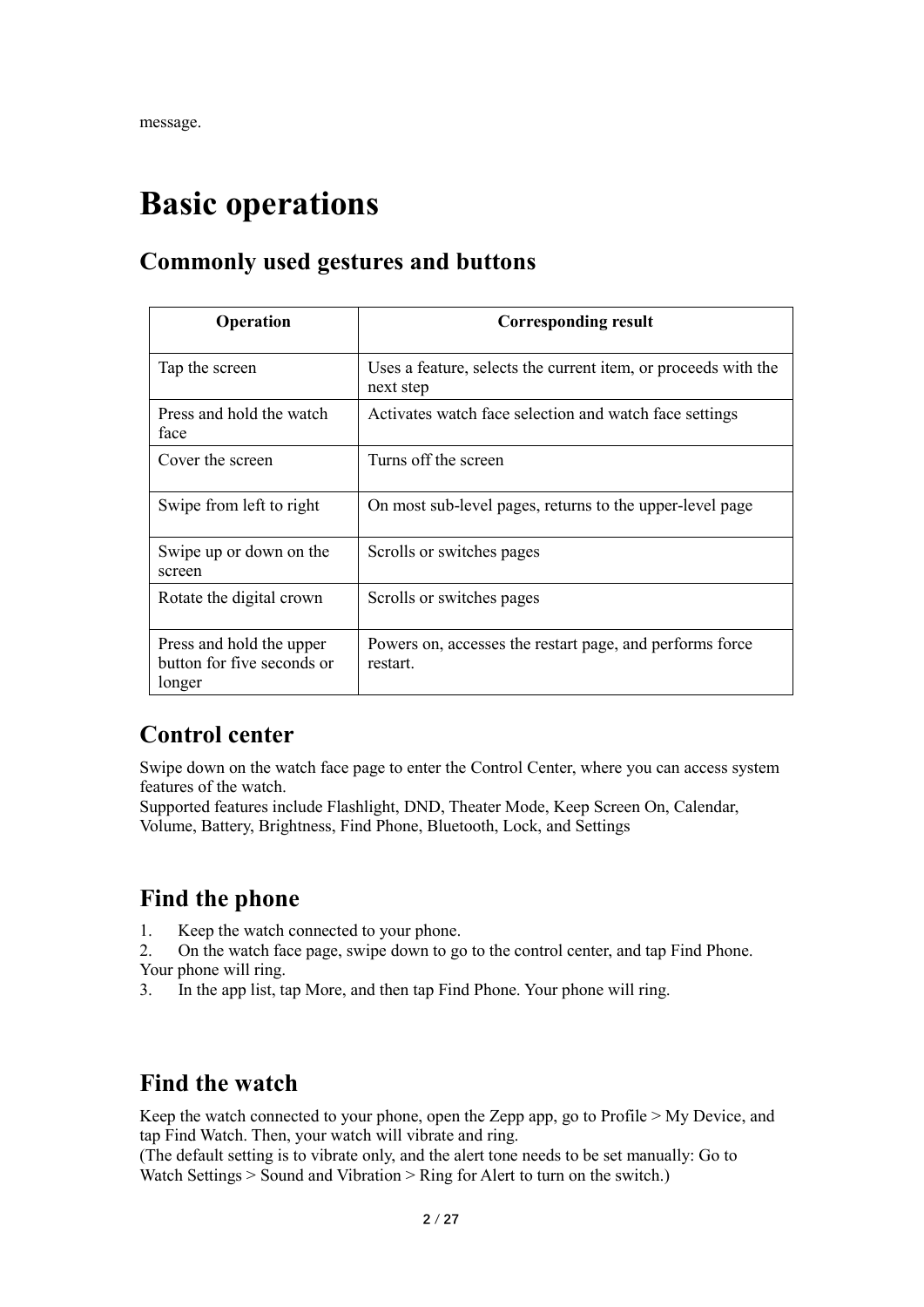message.

# Basic operations

## Commonly used gestures and buttons

| Operation | Corresponding result |
|---|---|
| Tap the screen | Uses a feature, selects the current item, or proceeds with the next step |
| Press and hold the watch face | Activates watch face selection and watch face settings |
| Cover the screen | Turns off the screen |
| Swipe from left to right | On most sub-level pages, returns to the upper-level page |
| Swipe up or down on the screen | Scrolls or switches pages |
| Rotate the digital crown | Scrolls or switches pages |
| Press and hold the upper button for five seconds or longer | Powers on, accesses the restart page, and performs force restart. |

## Control center

Swipe down on the watch face page to enter the Control Center, where you can access system features of the watch.
Supported features include Flashlight, DND, Theater Mode, Keep Screen On, Calendar, Volume, Battery, Brightness, Find Phone, Bluetooth, Lock, and Settings

## Find the phone

1. Keep the watch connected to your phone.
2. On the watch face page, swipe down to go to the control center, and tap Find Phone. Your phone will ring.
3. In the app list, tap More, and then tap Find Phone. Your phone will ring.

## Find the watch

Keep the watch connected to your phone, open the Zepp app, go to Profile > My Device, and tap Find Watch. Then, your watch will vibrate and ring.
(The default setting is to vibrate only, and the alert tone needs to be set manually: Go to Watch Settings > Sound and Vibration > Ring for Alert to turn on the switch.)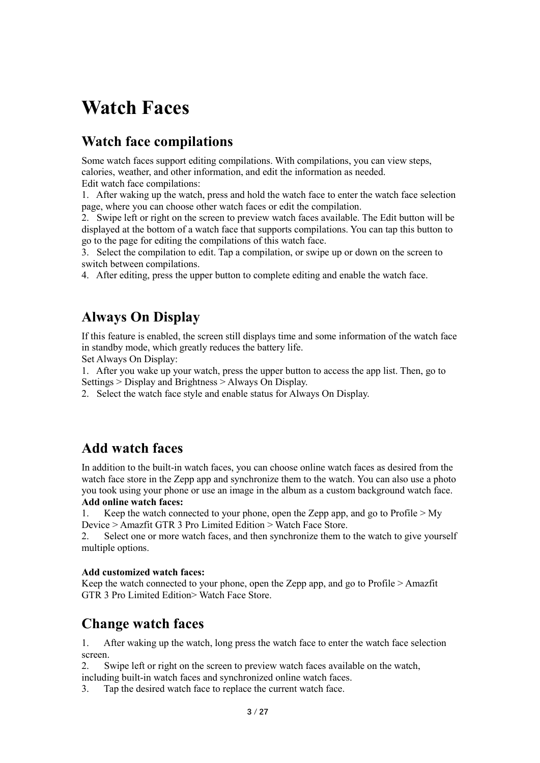# Watch Faces

## Watch face compilations

Some watch faces support editing compilations. With compilations, you can view steps, calories, weather, and other information, and edit the information as needed.
Edit watch face compilations:

1. After waking up the watch, press and hold the watch face to enter the watch face selection page, where you can choose other watch faces or edit the compilation.
2. Swipe left or right on the screen to preview watch faces available. The Edit button will be displayed at the bottom of a watch face that supports compilations. You can tap this button to go to the page for editing the compilations of this watch face.
3. Select the compilation to edit. Tap a compilation, or swipe up or down on the screen to switch between compilations.
4. After editing, press the upper button to complete editing and enable the watch face.

## Always On Display

If this feature is enabled, the screen still displays time and some information of the watch face in standby mode, which greatly reduces the battery life.
Set Always On Display:

1. After you wake up your watch, press the upper button to access the app list. Then, go to Settings > Display and Brightness > Always On Display.
2. Select the watch face style and enable status for Always On Display.

## Add watch faces

In addition to the built-in watch faces, you can choose online watch faces as desired from the watch face store in the Zepp app and synchronize them to the watch. You can also use a photo you took using your phone or use an image in the album as a custom background watch face.
**Add online watch faces:**

1. Keep the watch connected to your phone, open the Zepp app, and go to Profile > My Device > Amazfit GTR 3 Pro Limited Edition > Watch Face Store.
2. Select one or more watch faces, and then synchronize them to the watch to give yourself multiple options.

**Add customized watch faces:**
Keep the watch connected to your phone, open the Zepp app, and go to Profile > Amazfit GTR 3 Pro Limited Edition> Watch Face Store.

## Change watch faces

1. After waking up the watch, long press the watch face to enter the watch face selection screen.
2. Swipe left or right on the screen to preview watch faces available on the watch, including built-in watch faces and synchronized online watch faces.
3. Tap the desired watch face to replace the current watch face.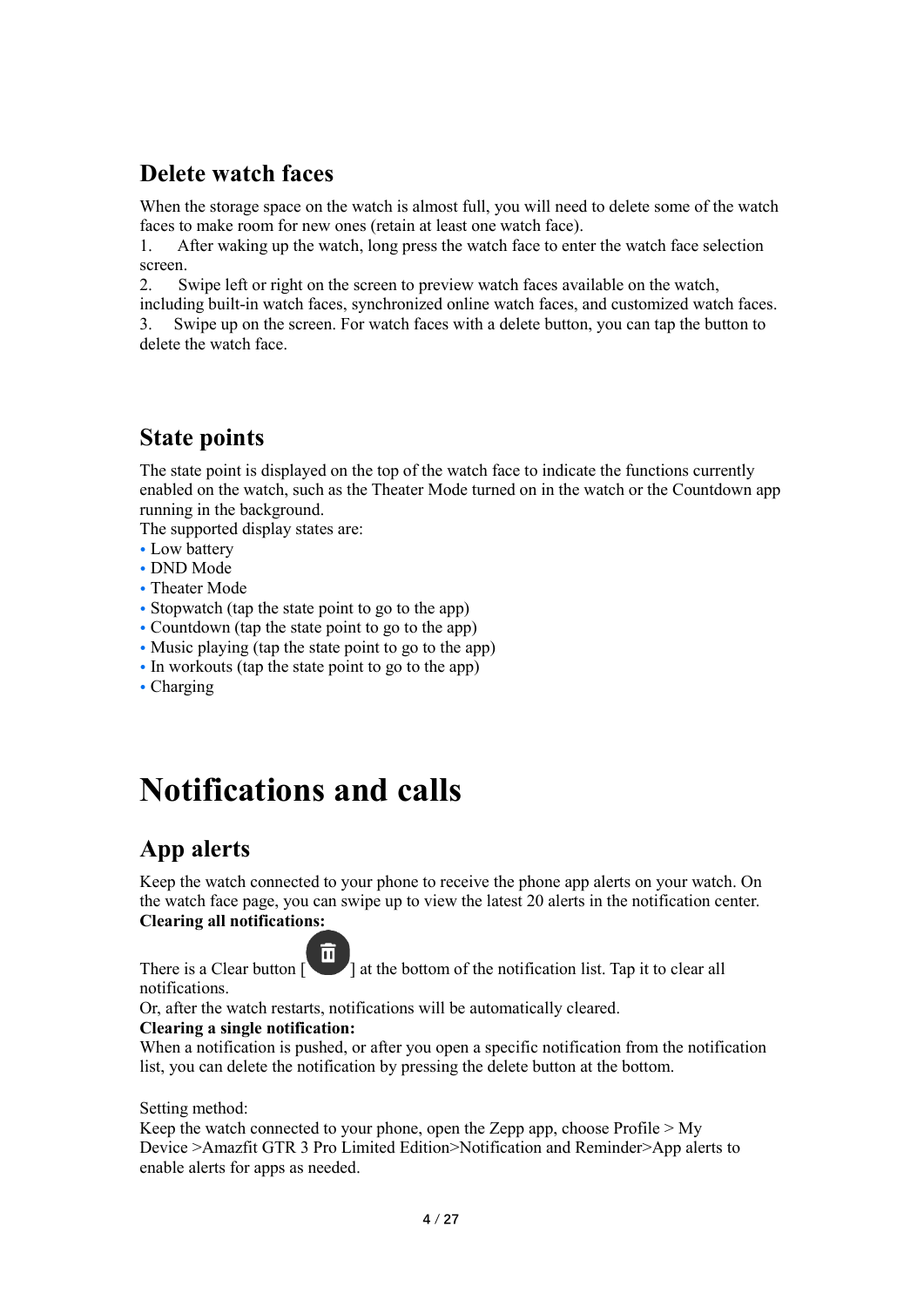## Delete watch faces

When the storage space on the watch is almost full, you will need to delete some of the watch faces to make room for new ones (retain at least one watch face).

1. After waking up the watch, long press the watch face to enter the watch face selection screen.
2. Swipe left or right on the screen to preview watch faces available on the watch, including built-in watch faces, synchronized online watch faces, and customized watch faces.
3. Swipe up on the screen. For watch faces with a delete button, you can tap the button to delete the watch face.

## State points

The state point is displayed on the top of the watch face to indicate the functions currently enabled on the watch, such as the Theater Mode turned on in the watch or the Countdown app running in the background.

The supported display states are:

- Low battery
- DND Mode
- Theater Mode
- Stopwatch (tap the state point to go to the app)
- Countdown (tap the state point to go to the app)
- Music playing (tap the state point to go to the app)
- In workouts (tap the state point to go to the app)
- Charging

# Notifications and calls

## App alerts

Keep the watch connected to your phone to receive the phone app alerts on your watch. On the watch face page, you can swipe up to view the latest 20 alerts in the notification center.

**Clearing all notifications:**

There is a Clear button [ ] at the bottom of the notification list. Tap it to clear all notifications.

Or, after the watch restarts, notifications will be automatically cleared.

**Clearing a single notification:**

When a notification is pushed, or after you open a specific notification from the notification list, you can delete the notification by pressing the delete button at the bottom.

Setting method:

Keep the watch connected to your phone, open the Zepp app, choose Profile > My Device >Amazfit GTR 3 Pro Limited Edition>Notification and Reminder>App alerts to enable alerts for apps as needed.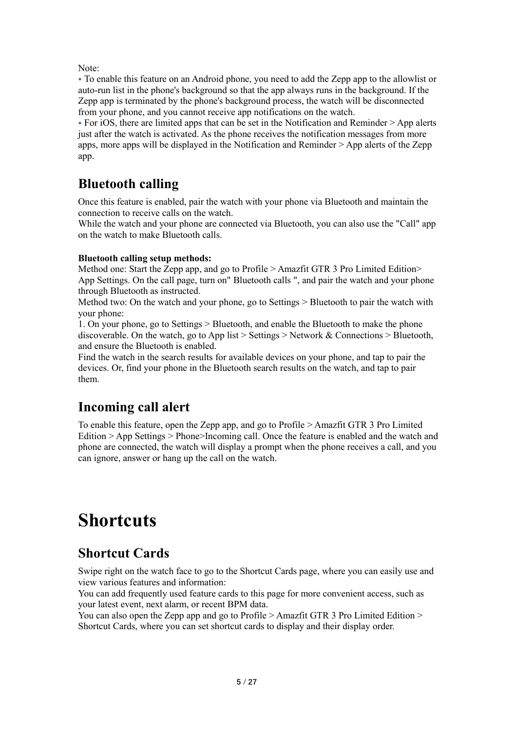Note:

- To enable this feature on an Android phone, you need to add the Zepp app to the allowlist or auto-run list in the phone's background so that the app always runs in the background. If the Zepp app is terminated by the phone's background process, the watch will be disconnected from your phone, and you cannot receive app notifications on the watch.
- For iOS, there are limited apps that can be set in the Notification and Reminder > App alerts just after the watch is activated. As the phone receives the notification messages from more apps, more apps will be displayed in the Notification and Reminder > App alerts of the Zepp app.

## Bluetooth calling

Once this feature is enabled, pair the watch with your phone via Bluetooth and maintain the connection to receive calls on the watch.
While the watch and your phone are connected via Bluetooth, you can also use the "Call" app on the watch to make Bluetooth calls.

**Bluetooth calling setup methods:**
Method one: Start the Zepp app, and go to Profile > Amazfit GTR 3 Pro Limited Edition> App Settings. On the call page, turn on" Bluetooth calls ", and pair the watch and your phone through Bluetooth as instructed.
Method two: On the watch and your phone, go to Settings > Bluetooth to pair the watch with your phone:
1. On your phone, go to Settings > Bluetooth, and enable the Bluetooth to make the phone discoverable. On the watch, go to App list > Settings > Network & Connections > Bluetooth, and ensure the Bluetooth is enabled.
Find the watch in the search results for available devices on your phone, and tap to pair the devices. Or, find your phone in the Bluetooth search results on the watch, and tap to pair them.

## Incoming call alert

To enable this feature, open the Zepp app, and go to Profile > Amazfit GTR 3 Pro Limited Edition > App Settings > Phone>Incoming call. Once the feature is enabled and the watch and phone are connected, the watch will display a prompt when the phone receives a call, and you can ignore, answer or hang up the call on the watch.

# Shortcuts

## Shortcut Cards

Swipe right on the watch face to go to the Shortcut Cards page, where you can easily use and view various features and information:
You can add frequently used feature cards to this page for more convenient access, such as your latest event, next alarm, or recent BPM data.
You can also open the Zepp app and go to Profile > Amazfit GTR 3 Pro Limited Edition > Shortcut Cards, where you can set shortcut cards to display and their display order.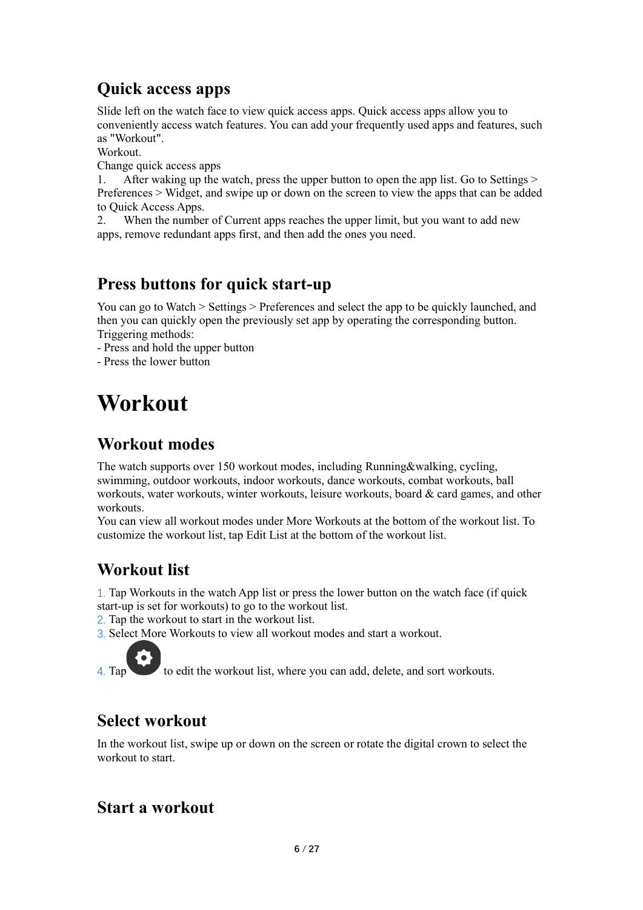## Quick access apps

Slide left on the watch face to view quick access apps. Quick access apps allow you to conveniently access watch features. You can add your frequently used apps and features, such as "Workout".
Workout.
Change quick access apps
1. After waking up the watch, press the upper button to open the app list. Go to Settings > Preferences > Widget, and swipe up or down on the screen to view the apps that can be added to Quick Access Apps.
2. When the number of Current apps reaches the upper limit, but you want to add new apps, remove redundant apps first, and then add the ones you need.

## Press buttons for quick start-up

You can go to Watch > Settings > Preferences and select the app to be quickly launched, and then you can quickly open the previously set app by operating the corresponding button.
Triggering methods:
- Press and hold the upper button
- Press the lower button

# Workout

## Workout modes

The watch supports over 150 workout modes, including Running&walking, cycling, swimming, outdoor workouts, indoor workouts, dance workouts, combat workouts, ball workouts, water workouts, winter workouts, leisure workouts, board & card games, and other workouts.
You can view all workout modes under More Workouts at the bottom of the workout list. To customize the workout list, tap Edit List at the bottom of the workout list.

## Workout list

1. Tap Workouts in the watch App list or press the lower button on the watch face (if quick start-up is set for workouts) to go to the workout list.
2. Tap the workout to start in the workout list.
3. Select More Workouts to view all workout modes and start a workout.
4. Tap ⚙ to edit the workout list, where you can add, delete, and sort workouts.

## Select workout

In the workout list, swipe up or down on the screen or rotate the digital crown to select the workout to start.

## Start a workout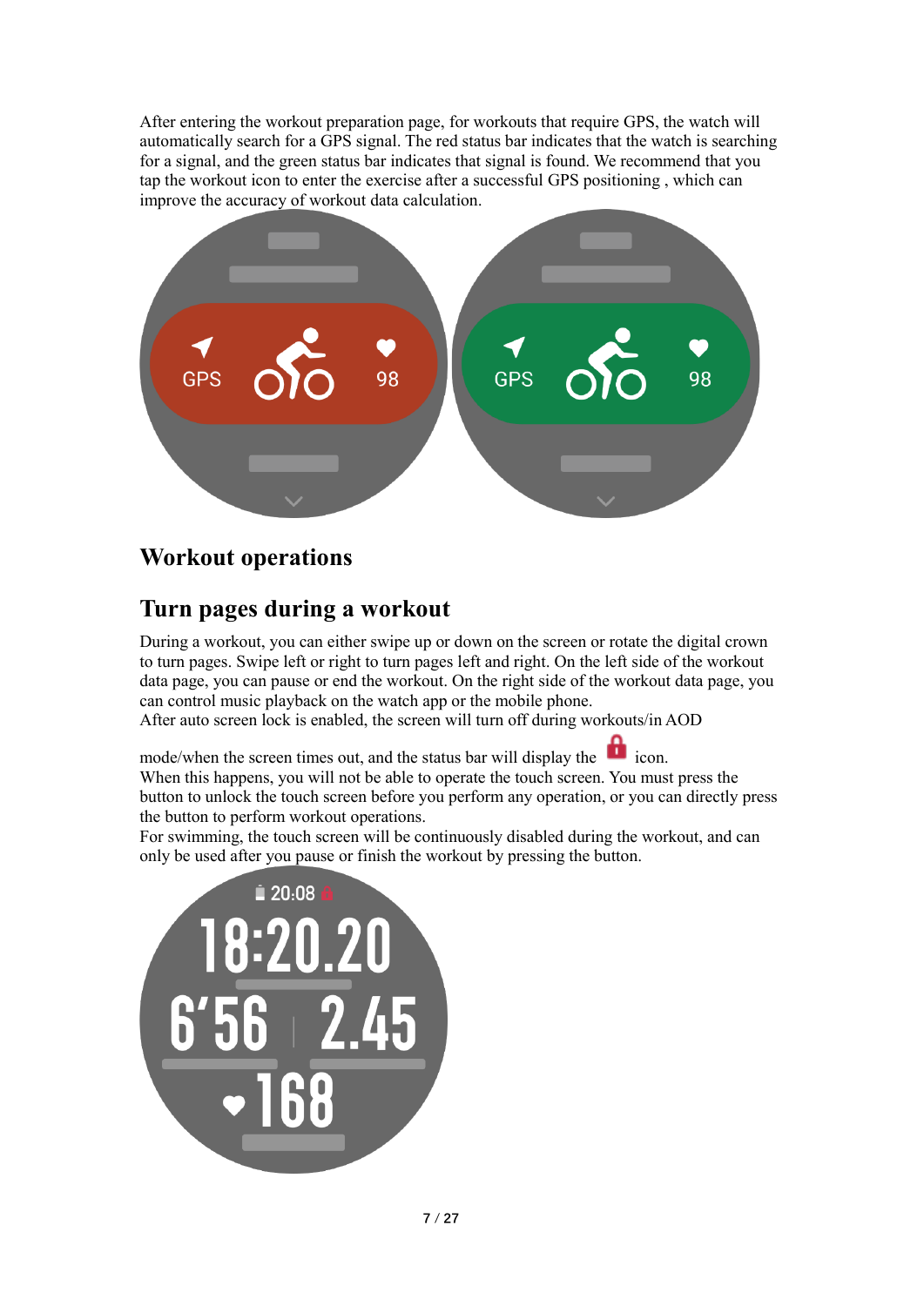After entering the workout preparation page, for workouts that require GPS, the watch will automatically search for a GPS signal. The red status bar indicates that the watch is searching for a signal, and the green status bar indicates that signal is found. We recommend that you tap the workout icon to enter the exercise after a successful GPS positioning , which can improve the accuracy of workout data calculation.

# Workout operations

## Turn pages during a workout

During a workout, you can either swipe up or down on the screen or rotate the digital crown to turn pages. Swipe left or right to turn pages left and right. On the left side of the workout data page, you can pause or end the workout. On the right side of the workout data page, you can control music playback on the watch app or the mobile phone.
After auto screen lock is enabled, the screen will turn off during workouts/in AOD mode/when the screen times out, and the status bar will display the icon.
When this happens, you will not be able to operate the touch screen. You must press the button to unlock the touch screen before you perform any operation, or you can directly press the button to perform workout operations.
For swimming, the touch screen will be continuously disabled during the workout, and can only be used after you pause or finish the workout by pressing the button.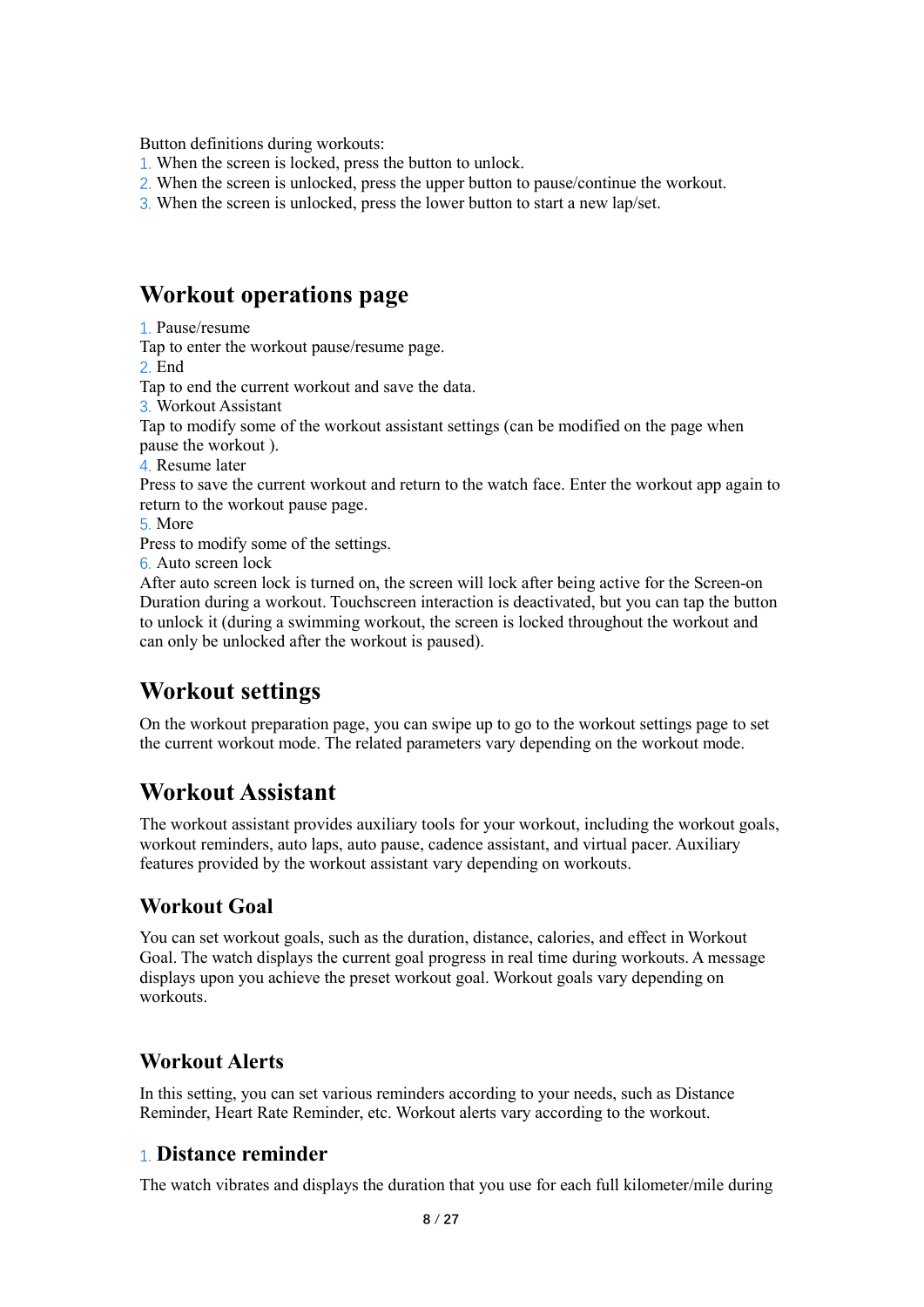Button definitions during workouts:

1. When the screen is locked, press the button to unlock.
2. When the screen is unlocked, press the upper button to pause/continue the workout.
3. When the screen is unlocked, press the lower button to start a new lap/set.

## Workout operations page

1. Pause/resume

Tap to enter the workout pause/resume page.

2. End

Tap to end the current workout and save the data.

3. Workout Assistant

Tap to modify some of the workout assistant settings (can be modified on the page when pause the workout ).

4. Resume later

Press to save the current workout and return to the watch face. Enter the workout app again to return to the workout pause page.

5. More

Press to modify some of the settings.

6. Auto screen lock

After auto screen lock is turned on, the screen will lock after being active for the Screen-on Duration during a workout. Touchscreen interaction is deactivated, but you can tap the button to unlock it (during a swimming workout, the screen is locked throughout the workout and can only be unlocked after the workout is paused).

## Workout settings

On the workout preparation page, you can swipe up to go to the workout settings page to set the current workout mode. The related parameters vary depending on the workout mode.

## Workout Assistant

The workout assistant provides auxiliary tools for your workout, including the workout goals, workout reminders, auto laps, auto pause, cadence assistant, and virtual pacer. Auxiliary features provided by the workout assistant vary depending on workouts.

### Workout Goal

You can set workout goals, such as the duration, distance, calories, and effect in Workout Goal. The watch displays the current goal progress in real time during workouts. A message displays upon you achieve the preset workout goal. Workout goals vary depending on workouts.

### Workout Alerts

In this setting, you can set various reminders according to your needs, such as Distance Reminder, Heart Rate Reminder, etc. Workout alerts vary according to the workout.

### 1. Distance reminder

The watch vibrates and displays the duration that you use for each full kilometer/mile during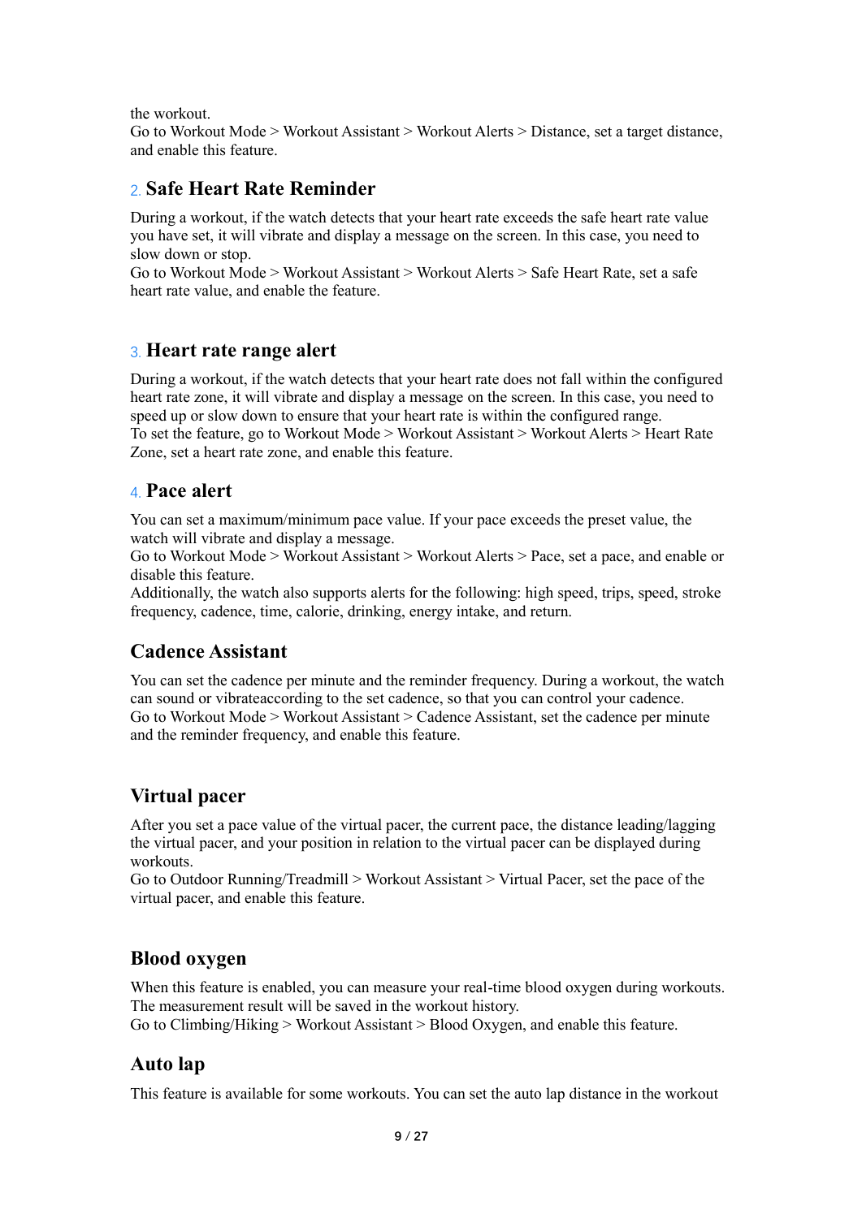the workout.
Go to Workout Mode > Workout Assistant > Workout Alerts > Distance, set a target distance, and enable this feature.

### 2. Safe Heart Rate Reminder

During a workout, if the watch detects that your heart rate exceeds the safe heart rate value you have set, it will vibrate and display a message on the screen. In this case, you need to slow down or stop.
Go to Workout Mode > Workout Assistant > Workout Alerts > Safe Heart Rate, set a safe heart rate value, and enable the feature.

### 3. Heart rate range alert

During a workout, if the watch detects that your heart rate does not fall within the configured heart rate zone, it will vibrate and display a message on the screen. In this case, you need to speed up or slow down to ensure that your heart rate is within the configured range.
To set the feature, go to Workout Mode > Workout Assistant > Workout Alerts > Heart Rate Zone, set a heart rate zone, and enable this feature.

### 4. Pace alert

You can set a maximum/minimum pace value. If your pace exceeds the preset value, the watch will vibrate and display a message.
Go to Workout Mode > Workout Assistant > Workout Alerts > Pace, set a pace, and enable or disable this feature.
Additionally, the watch also supports alerts for the following: high speed, trips, speed, stroke frequency, cadence, time, calorie, drinking, energy intake, and return.

## Cadence Assistant

You can set the cadence per minute and the reminder frequency. During a workout, the watch can sound or vibrateaccording to the set cadence, so that you can control your cadence.
Go to Workout Mode > Workout Assistant > Cadence Assistant, set the cadence per minute and the reminder frequency, and enable this feature.

## Virtual pacer

After you set a pace value of the virtual pacer, the current pace, the distance leading/lagging the virtual pacer, and your position in relation to the virtual pacer can be displayed during workouts.
Go to Outdoor Running/Treadmill > Workout Assistant > Virtual Pacer, set the pace of the virtual pacer, and enable this feature.

## Blood oxygen

When this feature is enabled, you can measure your real-time blood oxygen during workouts. The measurement result will be saved in the workout history.
Go to Climbing/Hiking > Workout Assistant > Blood Oxygen, and enable this feature.

## Auto lap

This feature is available for some workouts. You can set the auto lap distance in the workout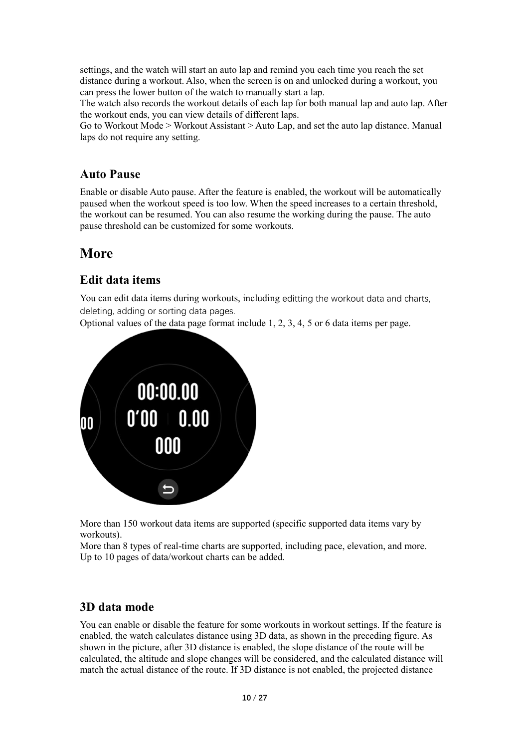settings, and the watch will start an auto lap and remind you each time you reach the set distance during a workout. Also, when the screen is on and unlocked during a workout, you can press the lower button of the watch to manually start a lap.
The watch also records the workout details of each lap for both manual lap and auto lap. After the workout ends, you can view details of different laps.
Go to Workout Mode > Workout Assistant > Auto Lap, and set the auto lap distance. Manual laps do not require any setting.

### Auto Pause

Enable or disable Auto pause. After the feature is enabled, the workout will be automatically paused when the workout speed is too low. When the speed increases to a certain threshold, the workout can be resumed. You can also resume the working during the pause. The auto pause threshold can be customized for some workouts.

## More

### Edit data items

You can edit data items during workouts, including editting the workout data and charts, deleting, adding or sorting data pages.
Optional values of the data page format include 1, 2, 3, 4, 5 or 6 data items per page.

More than 150 workout data items are supported (specific supported data items vary by workouts).
More than 8 types of real-time charts are supported, including pace, elevation, and more.
Up to 10 pages of data/workout charts can be added.

### 3D data mode

You can enable or disable the feature for some workouts in workout settings. If the feature is enabled, the watch calculates distance using 3D data, as shown in the preceding figure. As shown in the picture, after 3D distance is enabled, the slope distance of the route will be calculated, the altitude and slope changes will be considered, and the calculated distance will match the actual distance of the route. If 3D distance is not enabled, the projected distance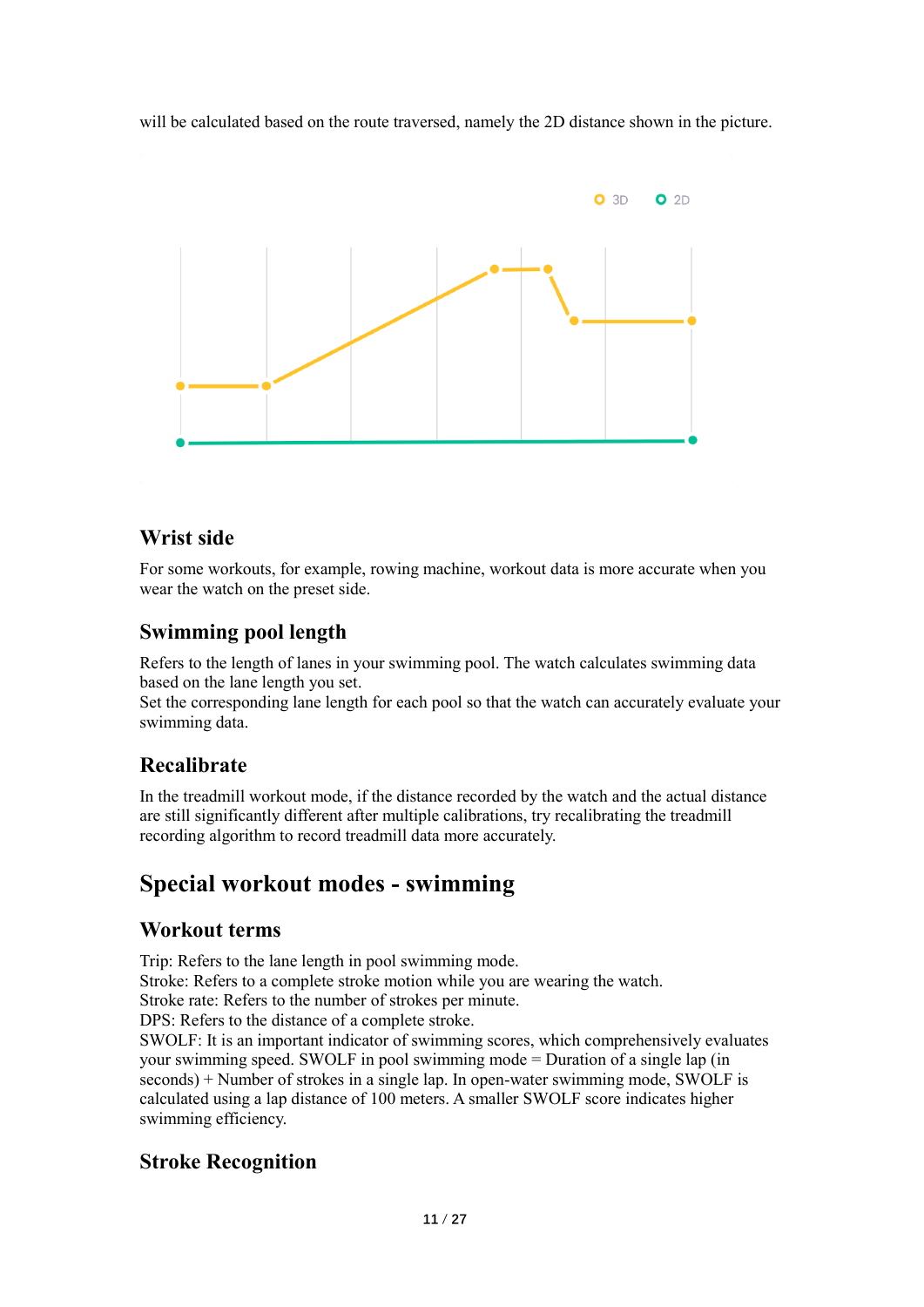will be calculated based on the route traversed, namely the 2D distance shown in the picture.

3D
2D

### Wrist side

For some workouts, for example, rowing machine, workout data is more accurate when you wear the watch on the preset side.

### Swimming pool length

Refers to the length of lanes in your swimming pool. The watch calculates swimming data based on the lane length you set.
Set the corresponding lane length for each pool so that the watch can accurately evaluate your swimming data.

### Recalibrate

In the treadmill workout mode, if the distance recorded by the watch and the actual distance are still significantly different after multiple calibrations, try recalibrating the treadmill recording algorithm to record treadmill data more accurately.

## Special workout modes - swimming

### Workout terms

Trip: Refers to the lane length in pool swimming mode.
Stroke: Refers to a complete stroke motion while you are wearing the watch.
Stroke rate: Refers to the number of strokes per minute.
DPS: Refers to the distance of a complete stroke.
SWOLF: It is an important indicator of swimming scores, which comprehensively evaluates your swimming speed. SWOLF in pool swimming mode = Duration of a single lap (in seconds) + Number of strokes in a single lap. In open-water swimming mode, SWOLF is calculated using a lap distance of 100 meters. A smaller SWOLF score indicates higher swimming efficiency.

### Stroke Recognition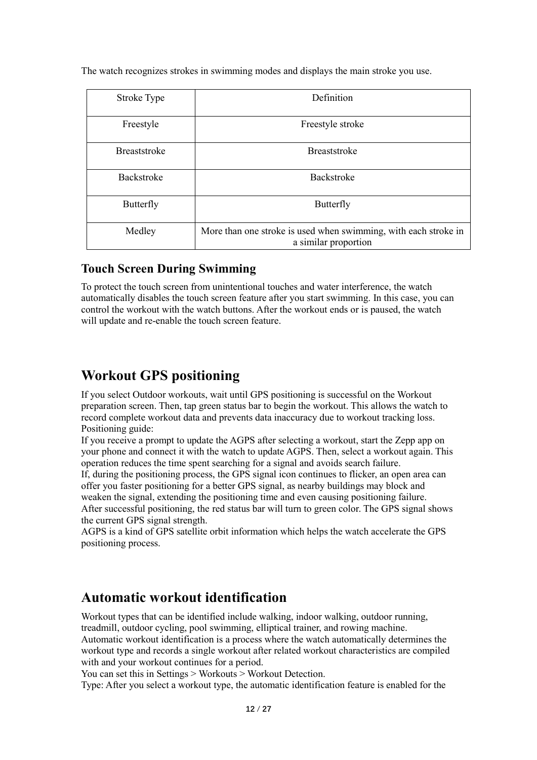The watch recognizes strokes in swimming modes and displays the main stroke you use.

| Stroke Type | Definition |
|---|---|
| Freestyle | Freestyle stroke |
| Breaststroke | Breaststroke |
| Backstroke | Backstroke |
| Butterfly | Butterfly |
| Medley | More than one stroke is used when swimming, with each stroke in a similar proportion |

### Touch Screen During Swimming

To protect the touch screen from unintentional touches and water interference, the watch automatically disables the touch screen feature after you start swimming. In this case, you can control the workout with the watch buttons. After the workout ends or is paused, the watch will update and re-enable the touch screen feature.

## Workout GPS positioning

If you select Outdoor workouts, wait until GPS positioning is successful on the Workout preparation screen. Then, tap green status bar to begin the workout. This allows the watch to record complete workout data and prevents data inaccuracy due to workout tracking loss.
Positioning guide:
If you receive a prompt to update the AGPS after selecting a workout, start the Zepp app on your phone and connect it with the watch to update AGPS. Then, select a workout again. This operation reduces the time spent searching for a signal and avoids search failure.
If, during the positioning process, the GPS signal icon continues to flicker, an open area can offer you faster positioning for a better GPS signal, as nearby buildings may block and weaken the signal, extending the positioning time and even causing positioning failure.
After successful positioning, the red status bar will turn to green color. The GPS signal shows the current GPS signal strength.
AGPS is a kind of GPS satellite orbit information which helps the watch accelerate the GPS positioning process.

## Automatic workout identification

Workout types that can be identified include walking, indoor walking, outdoor running, treadmill, outdoor cycling, pool swimming, elliptical trainer, and rowing machine.
Automatic workout identification is a process where the watch automatically determines the workout type and records a single workout after related workout characteristics are compiled with and your workout continues for a period.
You can set this in Settings > Workouts > Workout Detection.
Type: After you select a workout type, the automatic identification feature is enabled for the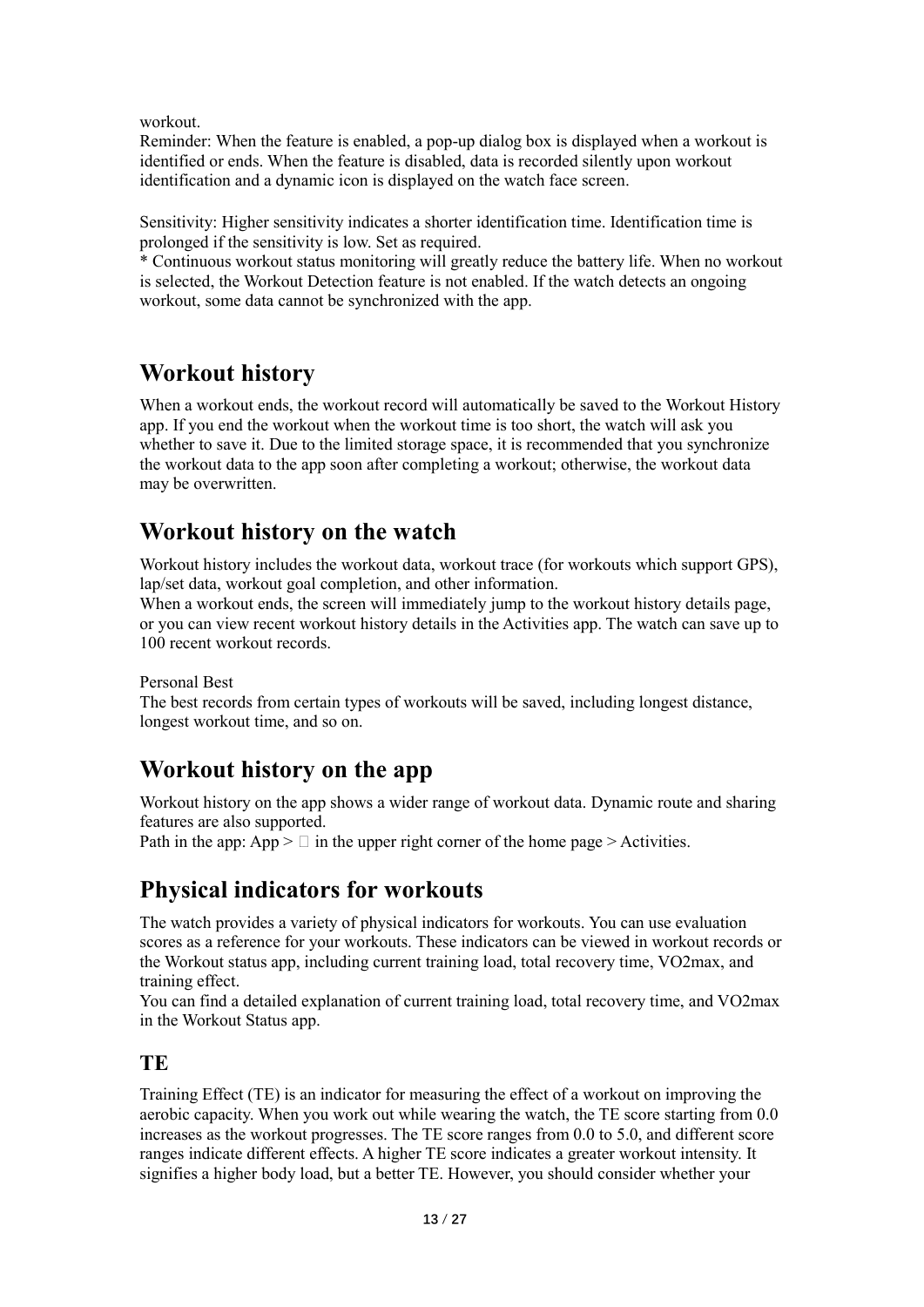workout.

Reminder: When the feature is enabled, a pop-up dialog box is displayed when a workout is identified or ends. When the feature is disabled, data is recorded silently upon workout identification and a dynamic icon is displayed on the watch face screen.

Sensitivity: Higher sensitivity indicates a shorter identification time. Identification time is prolonged if the sensitivity is low. Set as required.

* Continuous workout status monitoring will greatly reduce the battery life. When no workout is selected, the Workout Detection feature is not enabled. If the watch detects an ongoing workout, some data cannot be synchronized with the app.

## Workout history

When a workout ends, the workout record will automatically be saved to the Workout History app. If you end the workout when the workout time is too short, the watch will ask you whether to save it. Due to the limited storage space, it is recommended that you synchronize the workout data to the app soon after completing a workout; otherwise, the workout data may be overwritten.

## Workout history on the watch

Workout history includes the workout data, workout trace (for workouts which support GPS), lap/set data, workout goal completion, and other information.

When a workout ends, the screen will immediately jump to the workout history details page, or you can view recent workout history details in the Activities app. The watch can save up to 100 recent workout records.

Personal Best

The best records from certain types of workouts will be saved, including longest distance, longest workout time, and so on.

## Workout history on the app

Workout history on the app shows a wider range of workout data. Dynamic route and sharing features are also supported.

Path in the app: App >  in the upper right corner of the home page > Activities.

## Physical indicators for workouts

The watch provides a variety of physical indicators for workouts. You can use evaluation scores as a reference for your workouts. These indicators can be viewed in workout records or the Workout status app, including current training load, total recovery time, VO2max, and training effect.

You can find a detailed explanation of current training load, total recovery time, and VO2max in the Workout Status app.

### TE

Training Effect (TE) is an indicator for measuring the effect of a workout on improving the aerobic capacity. When you work out while wearing the watch, the TE score starting from 0.0 increases as the workout progresses. The TE score ranges from 0.0 to 5.0, and different score ranges indicate different effects. A higher TE score indicates a greater workout intensity. It signifies a higher body load, but a better TE. However, you should consider whether your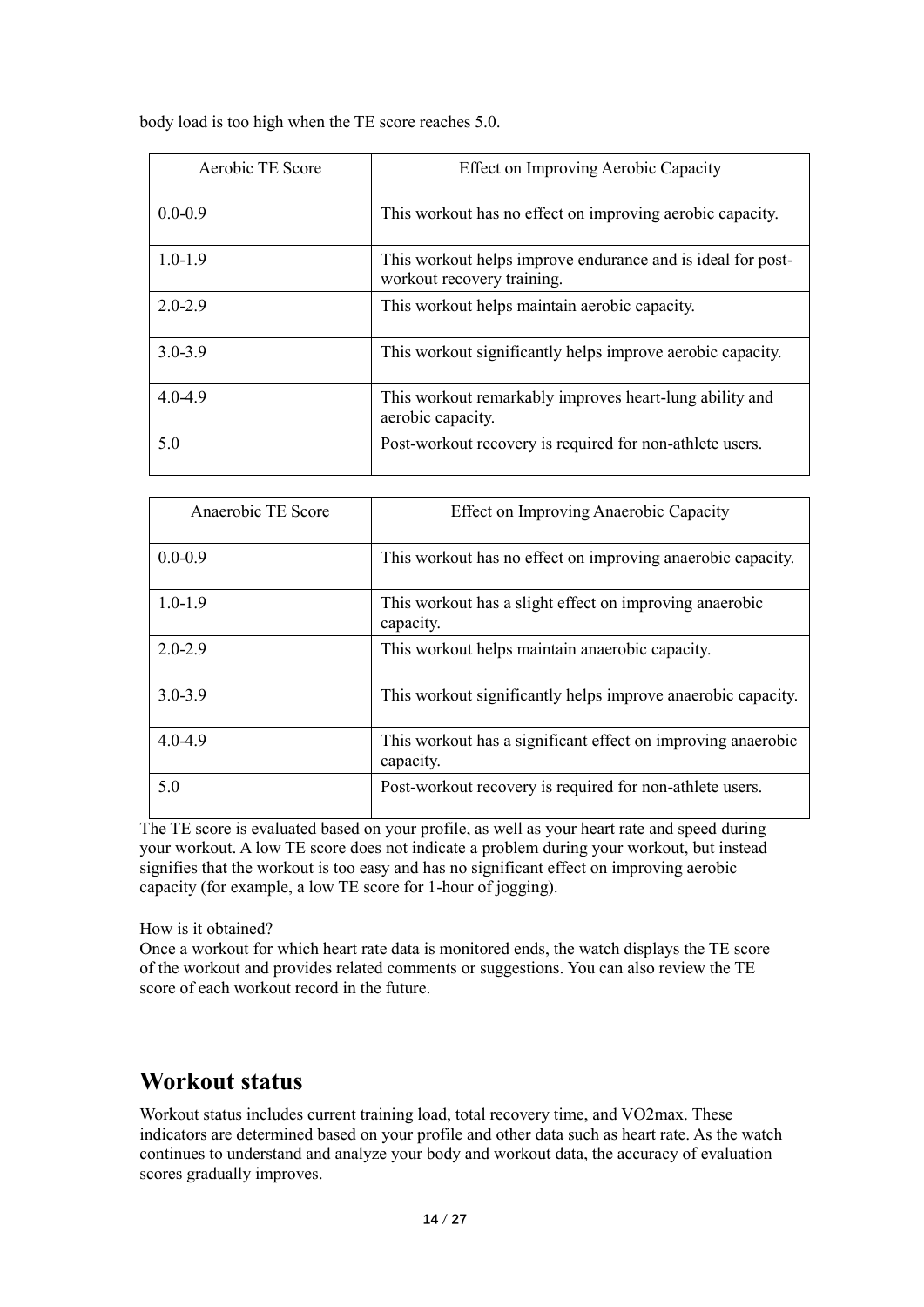body load is too high when the TE score reaches 5.0.

| Aerobic TE Score | Effect on Improving Aerobic Capacity |
|---|---|
| 0.0-0.9 | This workout has no effect on improving aerobic capacity. |
| 1.0-1.9 | This workout helps improve endurance and is ideal for post-workout recovery training. |
| 2.0-2.9 | This workout helps maintain aerobic capacity. |
| 3.0-3.9 | This workout significantly helps improve aerobic capacity. |
| 4.0-4.9 | This workout remarkably improves heart-lung ability and aerobic capacity. |
| 5.0 | Post-workout recovery is required for non-athlete users. |

| Anaerobic TE Score | Effect on Improving Anaerobic Capacity |
|---|---|
| 0.0-0.9 | This workout has no effect on improving anaerobic capacity. |
| 1.0-1.9 | This workout has a slight effect on improving anaerobic capacity. |
| 2.0-2.9 | This workout helps maintain anaerobic capacity. |
| 3.0-3.9 | This workout significantly helps improve anaerobic capacity. |
| 4.0-4.9 | This workout has a significant effect on improving anaerobic capacity. |
| 5.0 | Post-workout recovery is required for non-athlete users. |

The TE score is evaluated based on your profile, as well as your heart rate and speed during your workout. A low TE score does not indicate a problem during your workout, but instead signifies that the workout is too easy and has no significant effect on improving aerobic capacity (for example, a low TE score for 1-hour of jogging).

How is it obtained?
Once a workout for which heart rate data is monitored ends, the watch displays the TE score of the workout and provides related comments or suggestions. You can also review the TE score of each workout record in the future.

## Workout status

Workout status includes current training load, total recovery time, and VO2max. These indicators are determined based on your profile and other data such as heart rate. As the watch continues to understand and analyze your body and workout data, the accuracy of evaluation scores gradually improves.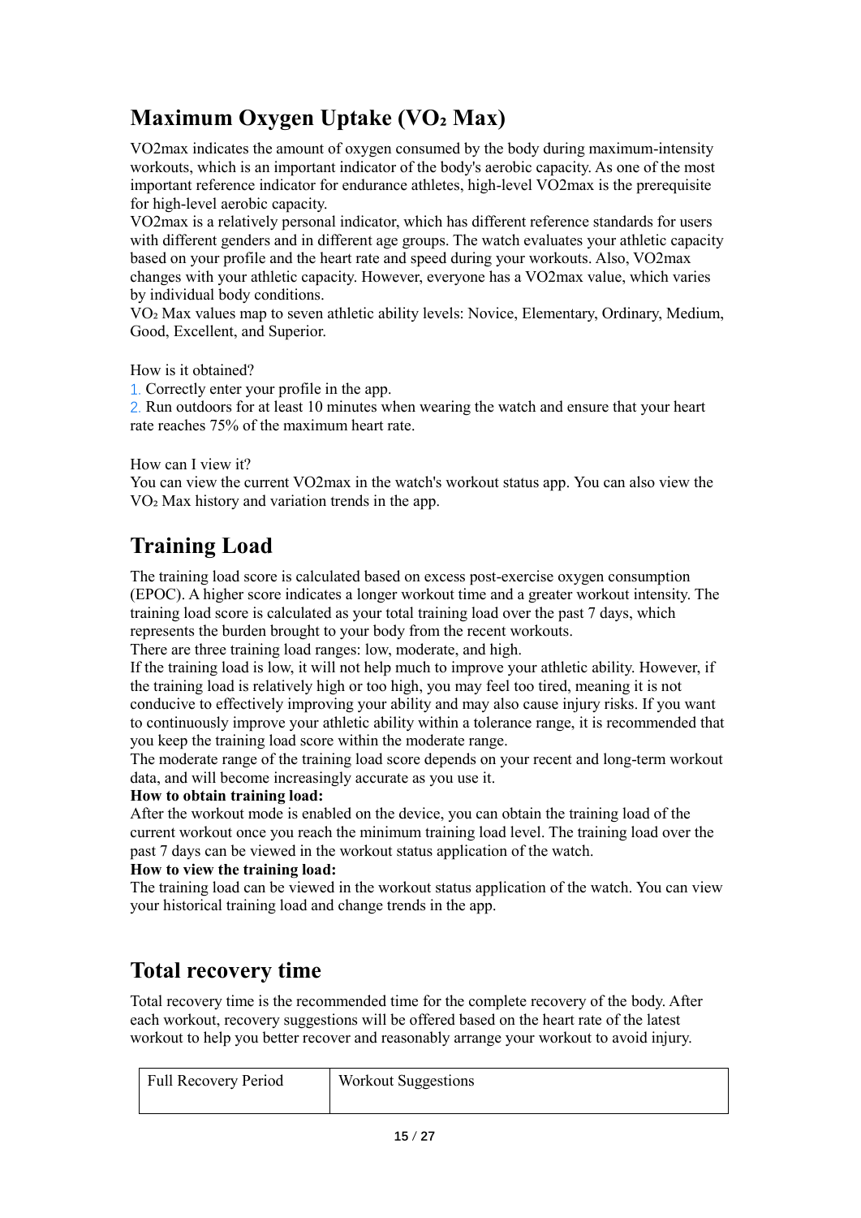## Maximum Oxygen Uptake ($VO_2$ Max)

VO2max indicates the amount of oxygen consumed by the body during maximum-intensity workouts, which is an important indicator of the body's aerobic capacity. As one of the most important reference indicator for endurance athletes, high-level VO2max is the prerequisite for high-level aerobic capacity.
VO2max is a relatively personal indicator, which has different reference standards for users with different genders and in different age groups. The watch evaluates your athletic capacity based on your profile and the heart rate and speed during your workouts. Also, VO2max changes with your athletic capacity. However, everyone has a VO2max value, which varies by individual body conditions.
$VO_2$ Max values map to seven athletic ability levels: Novice, Elementary, Ordinary, Medium, Good, Excellent, and Superior.

How is it obtained?

1. Correctly enter your profile in the app.
2. Run outdoors for at least 10 minutes when wearing the watch and ensure that your heart rate reaches 75% of the maximum heart rate.

How can I view it?
You can view the current VO2max in the watch's workout status app. You can also view the $VO_2$ Max history and variation trends in the app.

## Training Load

The training load score is calculated based on excess post-exercise oxygen consumption (EPOC). A higher score indicates a longer workout time and a greater workout intensity. The training load score is calculated as your total training load over the past 7 days, which represents the burden brought to your body from the recent workouts.
There are three training load ranges: low, moderate, and high.
If the training load is low, it will not help much to improve your athletic ability. However, if the training load is relatively high or too high, you may feel too tired, meaning it is not conducive to effectively improving your ability and may also cause injury risks. If you want to continuously improve your athletic ability within a tolerance range, it is recommended that you keep the training load score within the moderate range.
The moderate range of the training load score depends on your recent and long-term workout data, and will become increasingly accurate as you use it.

**How to obtain training load:**
After the workout mode is enabled on the device, you can obtain the training load of the current workout once you reach the minimum training load level. The training load over the past 7 days can be viewed in the workout status application of the watch.

**How to view the training load:**
The training load can be viewed in the workout status application of the watch. You can view your historical training load and change trends in the app.

## Total recovery time

Total recovery time is the recommended time for the complete recovery of the body. After each workout, recovery suggestions will be offered based on the heart rate of the latest workout to help you better recover and reasonably arrange your workout to avoid injury.

| Full Recovery Period | Workout Suggestions |
|---|---|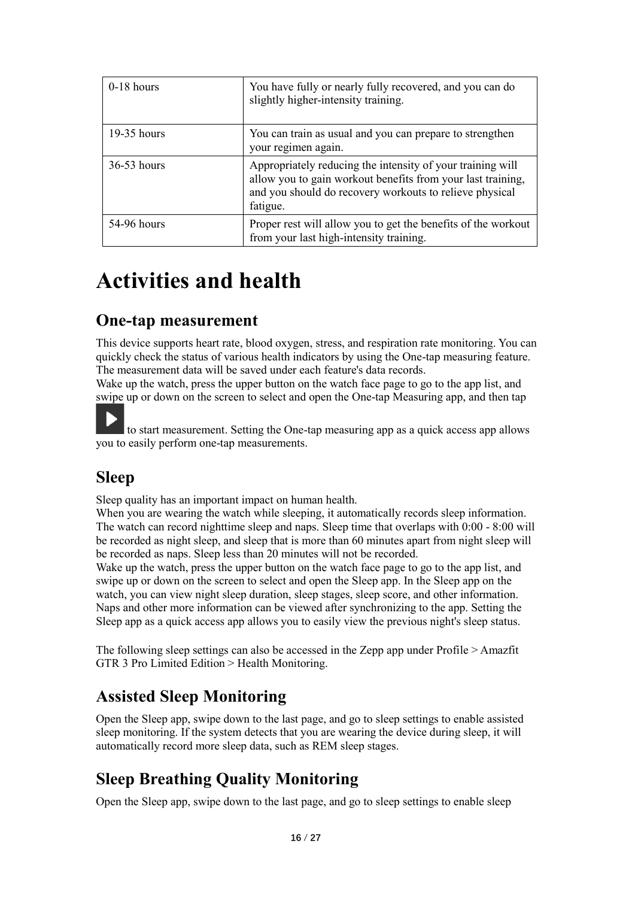| | |
|---|---|
| 0-18 hours | You have fully or nearly fully recovered, and you can do slightly higher-intensity training. |
| 19-35 hours | You can train as usual and you can prepare to strengthen your regimen again. |
| 36-53 hours | Appropriately reducing the intensity of your training will allow you to gain workout benefits from your last training, and you should do recovery workouts to relieve physical fatigue. |
| 54-96 hours | Proper rest will allow you to get the benefits of the workout from your last high-intensity training. |

# Activities and health

## One-tap measurement

This device supports heart rate, blood oxygen, stress, and respiration rate monitoring. You can quickly check the status of various health indicators by using the One-tap measuring feature. The measurement data will be saved under each feature's data records.
Wake up the watch, press the upper button on the watch face page to go to the app list, and swipe up or down on the screen to select and open the One-tap Measuring app, and then tap ▶ to start measurement. Setting the One-tap measuring app as a quick access app allows you to easily perform one-tap measurements.

## Sleep

Sleep quality has an important impact on human health.
When you are wearing the watch while sleeping, it automatically records sleep information. The watch can record nighttime sleep and naps. Sleep time that overlaps with 0:00 - 8:00 will be recorded as night sleep, and sleep that is more than 60 minutes apart from night sleep will be recorded as naps. Sleep less than 20 minutes will not be recorded.
Wake up the watch, press the upper button on the watch face page to go to the app list, and swipe up or down on the screen to select and open the Sleep app. In the Sleep app on the watch, you can view night sleep duration, sleep stages, sleep score, and other information. Naps and other more information can be viewed after synchronizing to the app. Setting the Sleep app as a quick access app allows you to easily view the previous night's sleep status.

The following sleep settings can also be accessed in the Zepp app under Profile > Amazfit GTR 3 Pro Limited Edition > Health Monitoring.

## Assisted Sleep Monitoring

Open the Sleep app, swipe down to the last page, and go to sleep settings to enable assisted sleep monitoring. If the system detects that you are wearing the device during sleep, it will automatically record more sleep data, such as REM sleep stages.

## Sleep Breathing Quality Monitoring

Open the Sleep app, swipe down to the last page, and go to sleep settings to enable sleep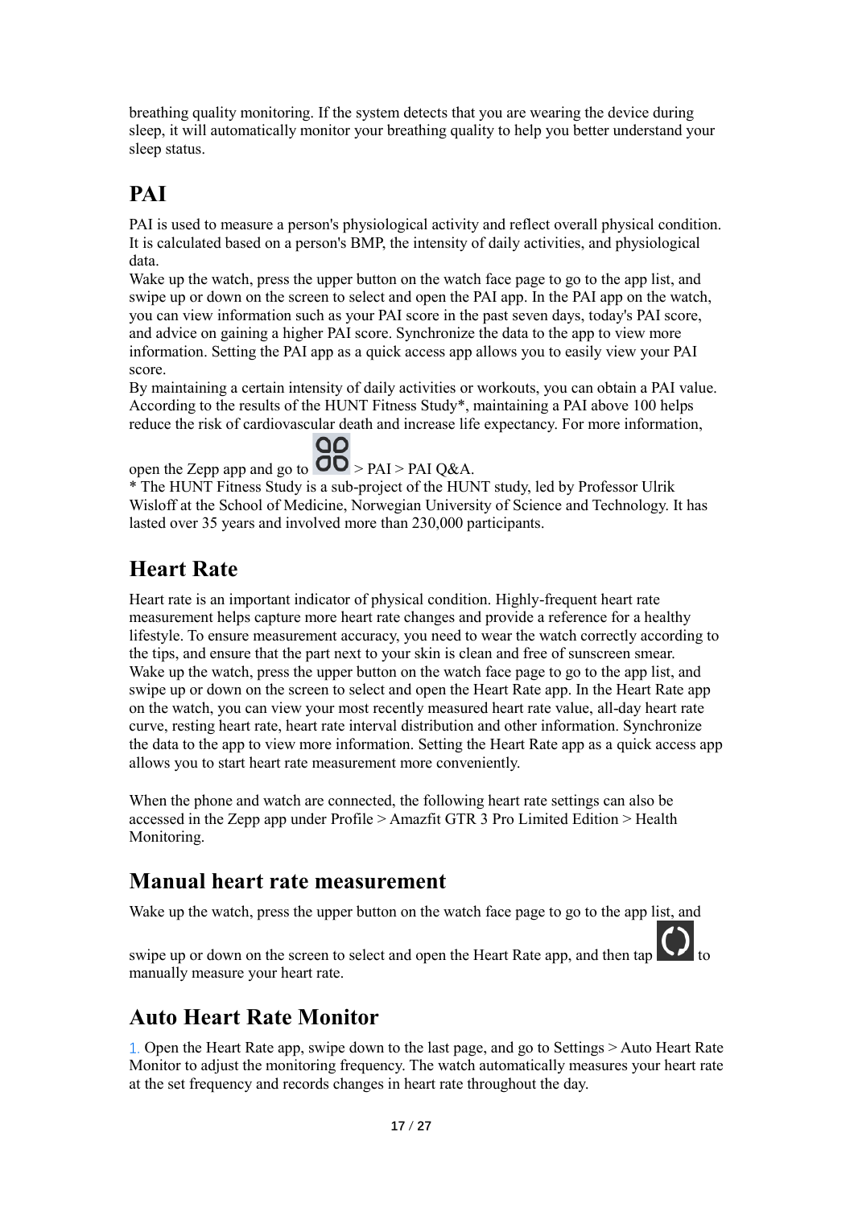breathing quality monitoring. If the system detects that you are wearing the device during sleep, it will automatically monitor your breathing quality to help you better understand your sleep status.

# PAI

PAI is used to measure a person's physiological activity and reflect overall physical condition. It is calculated based on a person's BMP, the intensity of daily activities, and physiological data.
Wake up the watch, press the upper button on the watch face page to go to the app list, and swipe up or down on the screen to select and open the PAI app. In the PAI app on the watch, you can view information such as your PAI score in the past seven days, today's PAI score, and advice on gaining a higher PAI score. Synchronize the data to the app to view more information. Setting the PAI app as a quick access app allows you to easily view your PAI score.
By maintaining a certain intensity of daily activities or workouts, you can obtain a PAI value. According to the results of the HUNT Fitness Study*, maintaining a PAI above 100 helps reduce the risk of cardiovascular death and increase life expectancy. For more information, open the Zepp app and go to > PAI > PAI Q&A.
* The HUNT Fitness Study is a sub-project of the HUNT study, led by Professor Ulrik Wisloff at the School of Medicine, Norwegian University of Science and Technology. It has lasted over 35 years and involved more than 230,000 participants.

## Heart Rate

Heart rate is an important indicator of physical condition. Highly-frequent heart rate measurement helps capture more heart rate changes and provide a reference for a healthy lifestyle. To ensure measurement accuracy, you need to wear the watch correctly according to the tips, and ensure that the part next to your skin is clean and free of sunscreen smear.
Wake up the watch, press the upper button on the watch face page to go to the app list, and swipe up or down on the screen to select and open the Heart Rate app. In the Heart Rate app on the watch, you can view your most recently measured heart rate value, all-day heart rate curve, resting heart rate, heart rate interval distribution and other information. Synchronize the data to the app to view more information. Setting the Heart Rate app as a quick access app allows you to start heart rate measurement more conveniently.

When the phone and watch are connected, the following heart rate settings can also be accessed in the Zepp app under Profile > Amazfit GTR 3 Pro Limited Edition > Health Monitoring.

## Manual heart rate measurement

Wake up the watch, press the upper button on the watch face page to go to the app list, and swipe up or down on the screen to select and open the Heart Rate app, and then tap to manually measure your heart rate.

## Auto Heart Rate Monitor

1. Open the Heart Rate app, swipe down to the last page, and go to Settings > Auto Heart Rate Monitor to adjust the monitoring frequency. The watch automatically measures your heart rate at the set frequency and records changes in heart rate throughout the day.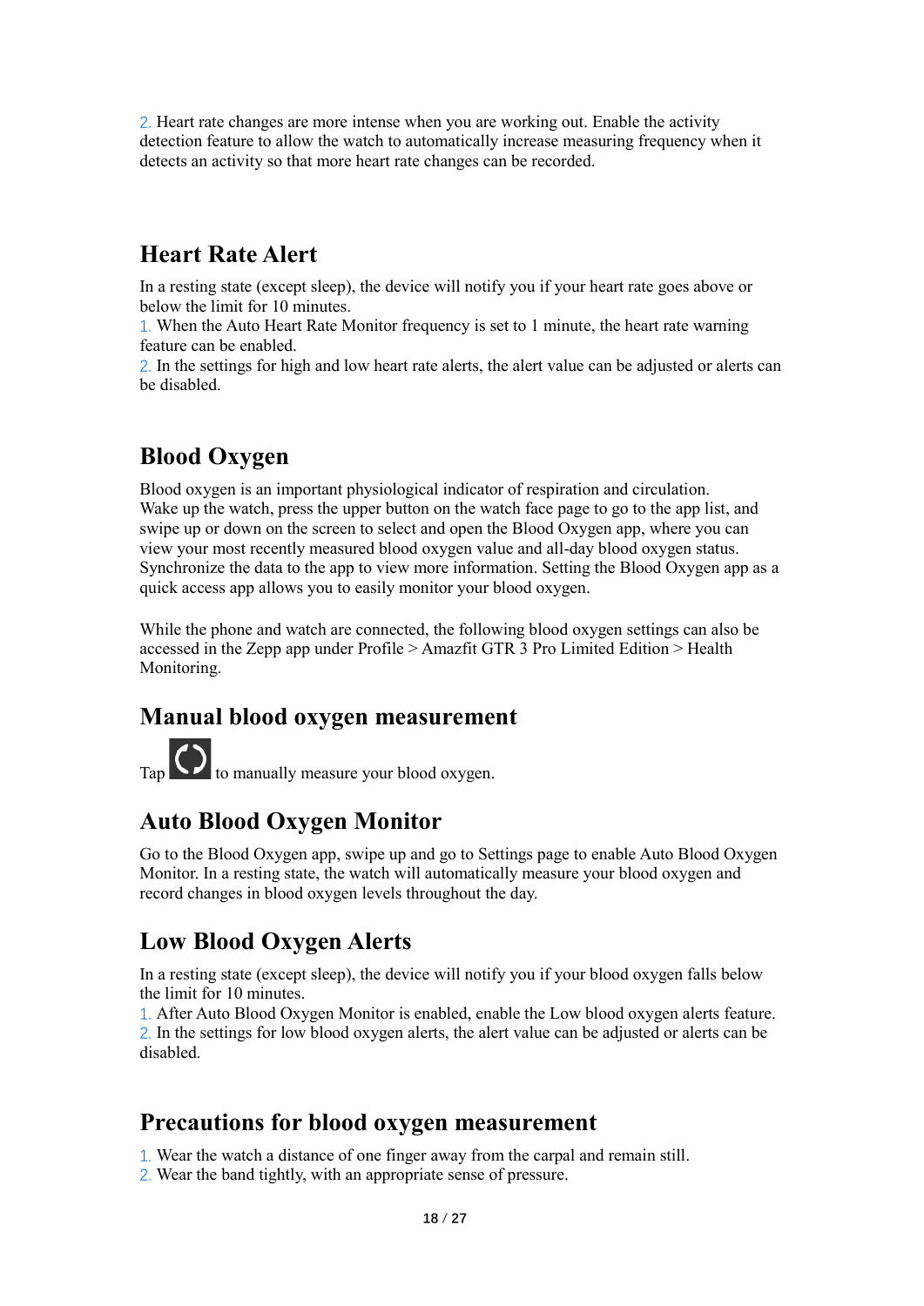2. Heart rate changes are more intense when you are working out. Enable the activity detection feature to allow the watch to automatically increase measuring frequency when it detects an activity so that more heart rate changes can be recorded.

## Heart Rate Alert

In a resting state (except sleep), the device will notify you if your heart rate goes above or below the limit for 10 minutes.

1. When the Auto Heart Rate Monitor frequency is set to 1 minute, the heart rate warning feature can be enabled.
2. In the settings for high and low heart rate alerts, the alert value can be adjusted or alerts can be disabled.

## Blood Oxygen

Blood oxygen is an important physiological indicator of respiration and circulation.
Wake up the watch, press the upper button on the watch face page to go to the app list, and swipe up or down on the screen to select and open the Blood Oxygen app, where you can view your most recently measured blood oxygen value and all-day blood oxygen status. Synchronize the data to the app to view more information. Setting the Blood Oxygen app as a quick access app allows you to easily monitor your blood oxygen.

While the phone and watch are connected, the following blood oxygen settings can also be accessed in the Zepp app under Profile > Amazfit GTR 3 Pro Limited Edition > Health Monitoring.

## Manual blood oxygen measurement

Tap to manually measure your blood oxygen.

## Auto Blood Oxygen Monitor

Go to the Blood Oxygen app, swipe up and go to Settings page to enable Auto Blood Oxygen Monitor. In a resting state, the watch will automatically measure your blood oxygen and record changes in blood oxygen levels throughout the day.

## Low Blood Oxygen Alerts

In a resting state (except sleep), the device will notify you if your blood oxygen falls below the limit for 10 minutes.

1. After Auto Blood Oxygen Monitor is enabled, enable the Low blood oxygen alerts feature.
2. In the settings for low blood oxygen alerts, the alert value can be adjusted or alerts can be disabled.

## Precautions for blood oxygen measurement

1. Wear the watch a distance of one finger away from the carpal and remain still.
2. Wear the band tightly, with an appropriate sense of pressure.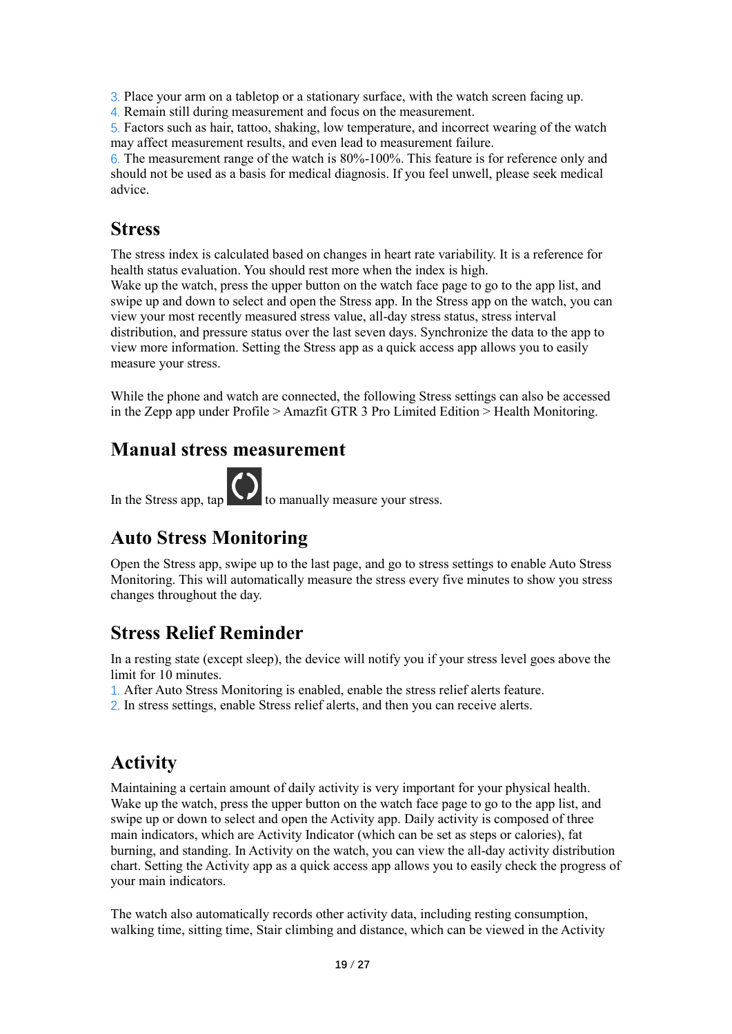3. Place your arm on a tabletop or a stationary surface, with the watch screen facing up.
4. Remain still during measurement and focus on the measurement.
5. Factors such as hair, tattoo, shaking, low temperature, and incorrect wearing of the watch may affect measurement results, and even lead to measurement failure.
6. The measurement range of the watch is 80%-100%. This feature is for reference only and should not be used as a basis for medical diagnosis. If you feel unwell, please seek medical advice.

## Stress

The stress index is calculated based on changes in heart rate variability. It is a reference for health status evaluation. You should rest more when the index is high.
Wake up the watch, press the upper button on the watch face page to go to the app list, and swipe up and down to select and open the Stress app. In the Stress app on the watch, you can view your most recently measured stress value, all-day stress status, stress interval distribution, and pressure status over the last seven days. Synchronize the data to the app to view more information. Setting the Stress app as a quick access app allows you to easily measure your stress.

While the phone and watch are connected, the following Stress settings can also be accessed in the Zepp app under Profile > Amazfit GTR 3 Pro Limited Edition > Health Monitoring.

## Manual stress measurement

In the Stress app, tap to manually measure your stress.

## Auto Stress Monitoring

Open the Stress app, swipe up to the last page, and go to stress settings to enable Auto Stress Monitoring. This will automatically measure the stress every five minutes to show you stress changes throughout the day.

## Stress Relief Reminder

In a resting state (except sleep), the device will notify you if your stress level goes above the limit for 10 minutes.
1. After Auto Stress Monitoring is enabled, enable the stress relief alerts feature.
2. In stress settings, enable Stress relief alerts, and then you can receive alerts.

## Activity

Maintaining a certain amount of daily activity is very important for your physical health. Wake up the watch, press the upper button on the watch face page to go to the app list, and swipe up or down to select and open the Activity app. Daily activity is composed of three main indicators, which are Activity Indicator (which can be set as steps or calories), fat burning, and standing. In Activity on the watch, you can view the all-day activity distribution chart. Setting the Activity app as a quick access app allows you to easily check the progress of your main indicators.

The watch also automatically records other activity data, including resting consumption, walking time, sitting time, Stair climbing and distance, which can be viewed in the Activity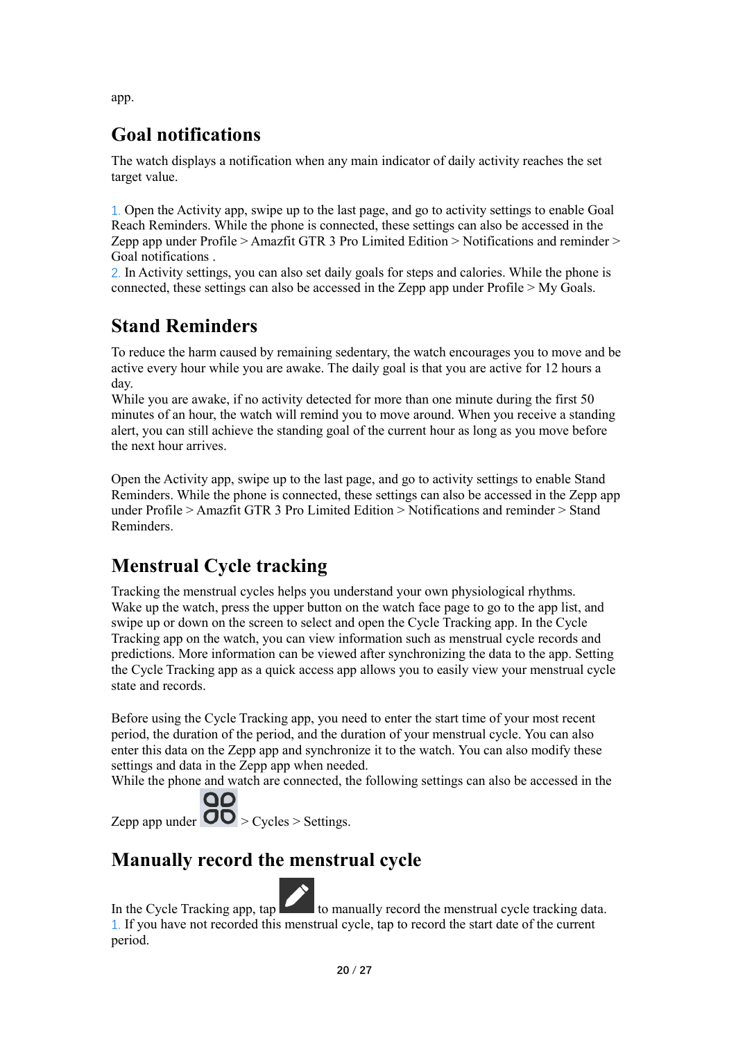app.

## Goal notifications

The watch displays a notification when any main indicator of daily activity reaches the set target value.

1. Open the Activity app, swipe up to the last page, and go to activity settings to enable Goal Reach Reminders. While the phone is connected, these settings can also be accessed in the Zepp app under Profile > Amazfit GTR 3 Pro Limited Edition > Notifications and reminder > Goal notifications .
2. In Activity settings, you can also set daily goals for steps and calories. While the phone is connected, these settings can also be accessed in the Zepp app under Profile > My Goals.

## Stand Reminders

To reduce the harm caused by remaining sedentary, the watch encourages you to move and be active every hour while you are awake. The daily goal is that you are active for 12 hours a day.
While you are awake, if no activity detected for more than one minute during the first 50 minutes of an hour, the watch will remind you to move around. When you receive a standing alert, you can still achieve the standing goal of the current hour as long as you move before the next hour arrives.

Open the Activity app, swipe up to the last page, and go to activity settings to enable Stand Reminders. While the phone is connected, these settings can also be accessed in the Zepp app under Profile > Amazfit GTR 3 Pro Limited Edition > Notifications and reminder > Stand Reminders.

## Menstrual Cycle tracking

Tracking the menstrual cycles helps you understand your own physiological rhythms.
Wake up the watch, press the upper button on the watch face page to go to the app list, and swipe up or down on the screen to select and open the Cycle Tracking app. In the Cycle Tracking app on the watch, you can view information such as menstrual cycle records and predictions. More information can be viewed after synchronizing the data to the app. Setting the Cycle Tracking app as a quick access app allows you to easily view your menstrual cycle state and records.

Before using the Cycle Tracking app, you need to enter the start time of your most recent period, the duration of the period, and the duration of your menstrual cycle. You can also enter this data on the Zepp app and synchronize it to the watch. You can also modify these settings and data in the Zepp app when needed.
While the phone and watch are connected, the following settings can also be accessed in the Zepp app under > Cycles > Settings.

## Manually record the menstrual cycle

In the Cycle Tracking app, tap to manually record the menstrual cycle tracking data.
1. If you have not recorded this menstrual cycle, tap to record the start date of the current period.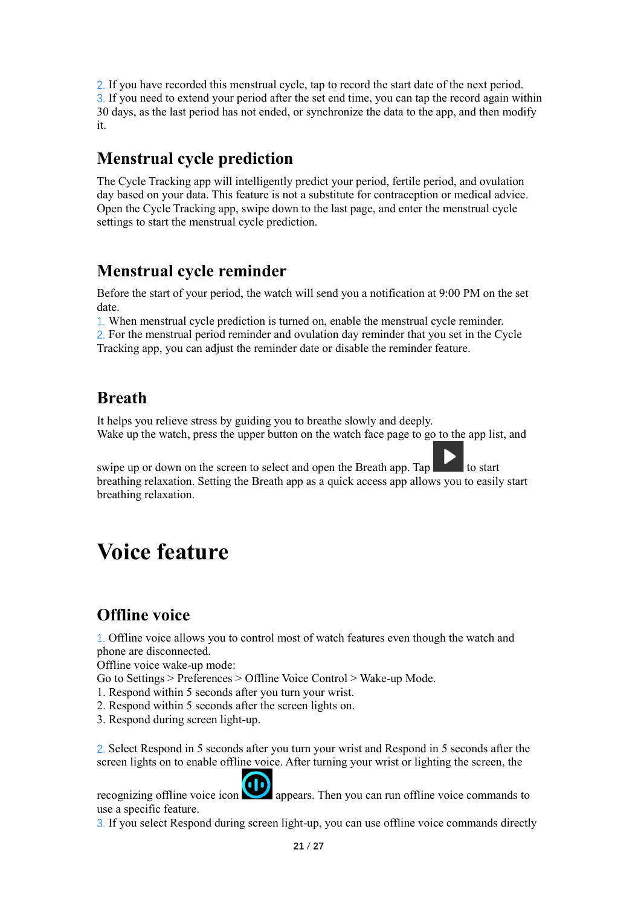2. If you have recorded this menstrual cycle, tap to record the start date of the next period.
3. If you need to extend your period after the set end time, you can tap the record again within 30 days, as the last period has not ended, or synchronize the data to the app, and then modify it.

## Menstrual cycle prediction

The Cycle Tracking app will intelligently predict your period, fertile period, and ovulation day based on your data. This feature is not a substitute for contraception or medical advice. Open the Cycle Tracking app, swipe down to the last page, and enter the menstrual cycle settings to start the menstrual cycle prediction.

## Menstrual cycle reminder

Before the start of your period, the watch will send you a notification at 9:00 PM on the set date.
1. When menstrual cycle prediction is turned on, enable the menstrual cycle reminder.
2. For the menstrual period reminder and ovulation day reminder that you set in the Cycle Tracking app, you can adjust the reminder date or disable the reminder feature.

## Breath

It helps you relieve stress by guiding you to breathe slowly and deeply.
Wake up the watch, press the upper button on the watch face page to go to the app list, and swipe up or down on the screen to select and open the Breath app. Tap to start breathing relaxation. Setting the Breath app as a quick access app allows you to easily start breathing relaxation.

# Voice feature

## Offline voice

1. Offline voice allows you to control most of watch features even though the watch and phone are disconnected.
Offline voice wake-up mode:
Go to Settings > Preferences > Offline Voice Control > Wake-up Mode.
1. Respond within 5 seconds after you turn your wrist.
2. Respond within 5 seconds after the screen lights on.
3. Respond during screen light-up.

2. Select Respond in 5 seconds after you turn your wrist and Respond in 5 seconds after the screen lights on to enable offline voice. After turning your wrist or lighting the screen, the recognizing offline voice icon appears. Then you can run offline voice commands to use a specific feature.
3. If you select Respond during screen light-up, you can use offline voice commands directly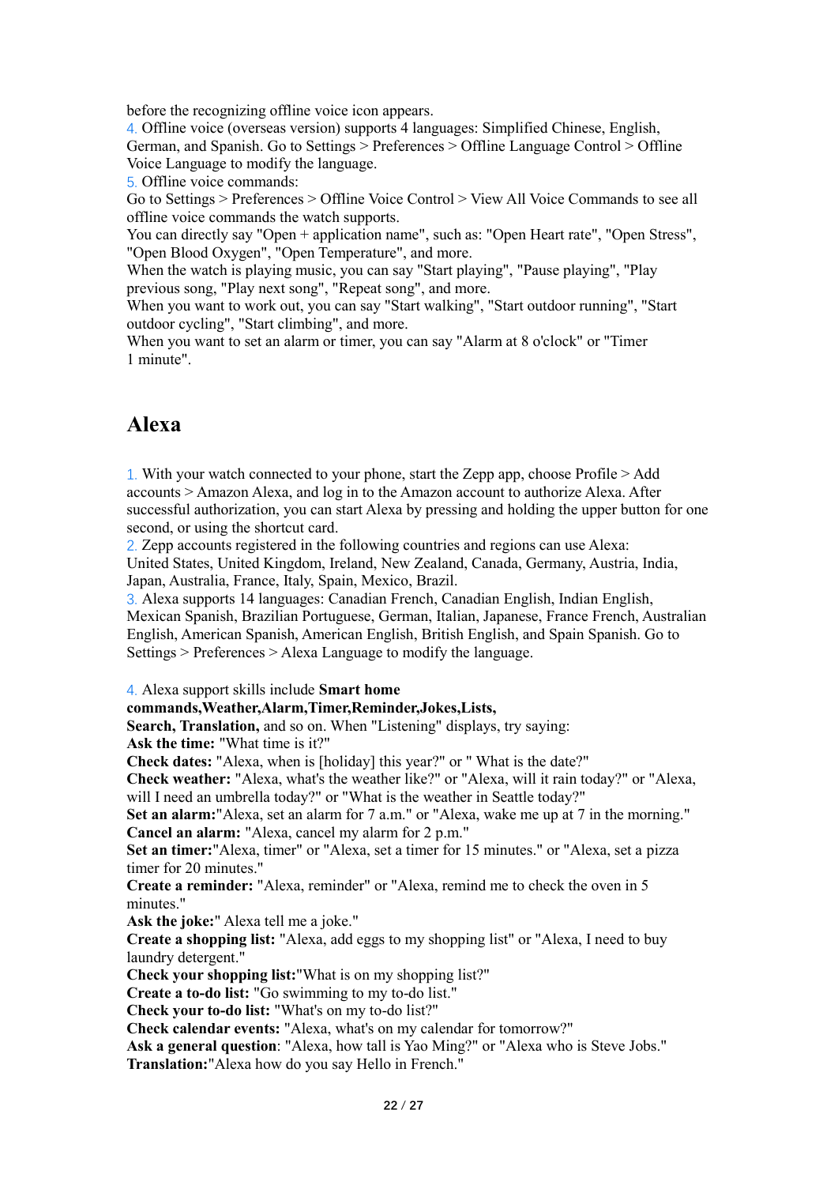before the recognizing offline voice icon appears.

4. Offline voice (overseas version) supports 4 languages: Simplified Chinese, English, German, and Spanish. Go to Settings > Preferences > Offline Language Control > Offline Voice Language to modify the language.

5. Offline voice commands:
Go to Settings > Preferences > Offline Voice Control > View All Voice Commands to see all offline voice commands the watch supports.
You can directly say "Open + application name", such as: "Open Heart rate", "Open Stress", "Open Blood Oxygen", "Open Temperature", and more.
When the watch is playing music, you can say "Start playing", "Pause playing", "Play previous song, "Play next song", "Repeat song", and more.
When you want to work out, you can say "Start walking", "Start outdoor running", "Start outdoor cycling", "Start climbing", and more.
When you want to set an alarm or timer, you can say "Alarm at 8 o'clock" or "Timer 1 minute".

## Alexa

1. With your watch connected to your phone, start the Zepp app, choose Profile > Add accounts > Amazon Alexa, and log in to the Amazon account to authorize Alexa. After successful authorization, you can start Alexa by pressing and holding the upper button for one second, or using the shortcut card.

2. Zepp accounts registered in the following countries and regions can use Alexa:
United States, United Kingdom, Ireland, New Zealand, Canada, Germany, Austria, India, Japan, Australia, France, Italy, Spain, Mexico, Brazil.

3. Alexa supports 14 languages: Canadian French, Canadian English, Indian English, Mexican Spanish, Brazilian Portuguese, German, Italian, Japanese, France French, Australian English, American Spanish, American English, British English, and Spain Spanish. Go to Settings > Preferences > Alexa Language to modify the language.

4. Alexa support skills include **Smart home commands,Weather,Alarm,Timer,Reminder,Jokes,Lists, Search, Translation,** and so on. When "Listening" displays, try saying:
**Ask the time:** "What time is it?"
**Check dates:** "Alexa, when is [holiday] this year?" or " What is the date?"
**Check weather:** "Alexa, what's the weather like?" or "Alexa, will it rain today?" or "Alexa, will I need an umbrella today?" or "What is the weather in Seattle today?"
**Set an alarm:**"Alexa, set an alarm for 7 a.m." or "Alexa, wake me up at 7 in the morning."
**Cancel an alarm:** "Alexa, cancel my alarm for 2 p.m."
**Set an timer:**"Alexa, timer" or "Alexa, set a timer for 15 minutes." or "Alexa, set a pizza timer for 20 minutes."
**Create a reminder:** "Alexa, reminder" or "Alexa, remind me to check the oven in 5 minutes."
**Ask the joke:**" Alexa tell me a joke."
**Create a shopping list:** "Alexa, add eggs to my shopping list" or "Alexa, I need to buy laundry detergent."
**Check your shopping list:**"What is on my shopping list?"
**Create a to-do list:** "Go swimming to my to-do list."
**Check your to-do list:** "What's on my to-do list?"
**Check calendar events:** "Alexa, what's on my calendar for tomorrow?"
**Ask a general question**: "Alexa, how tall is Yao Ming?" or "Alexa who is Steve Jobs."
**Translation:**"Alexa how do you say Hello in French."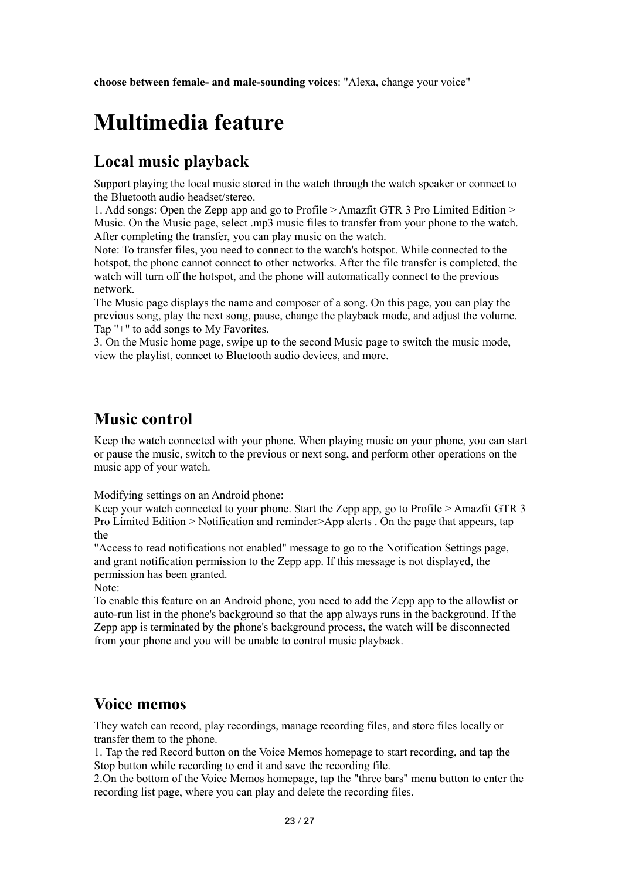**choose between female- and male-sounding voices**: "Alexa, change your voice"

# Multimedia feature

## Local music playback

Support playing the local music stored in the watch through the watch speaker or connect to the Bluetooth audio headset/stereo.

1. Add songs: Open the Zepp app and go to Profile > Amazfit GTR 3 Pro Limited Edition > Music. On the Music page, select .mp3 music files to transfer from your phone to the watch. After completing the transfer, you can play music on the watch.

Note: To transfer files, you need to connect to the watch's hotspot. While connected to the hotspot, the phone cannot connect to other networks. After the file transfer is completed, the watch will turn off the hotspot, and the phone will automatically connect to the previous network.

The Music page displays the name and composer of a song. On this page, you can play the previous song, play the next song, pause, change the playback mode, and adjust the volume. Tap "+" to add songs to My Favorites.

3. On the Music home page, swipe up to the second Music page to switch the music mode, view the playlist, connect to Bluetooth audio devices, and more.

## Music control

Keep the watch connected with your phone. When playing music on your phone, you can start or pause the music, switch to the previous or next song, and perform other operations on the music app of your watch.

Modifying settings on an Android phone:

Keep your watch connected to your phone. Start the Zepp app, go to Profile > Amazfit GTR 3 Pro Limited Edition > Notification and reminder>App alerts . On the page that appears, tap the

"Access to read notifications not enabled" message to go to the Notification Settings page, and grant notification permission to the Zepp app. If this message is not displayed, the permission has been granted.

Note:

To enable this feature on an Android phone, you need to add the Zepp app to the allowlist or auto-run list in the phone's background so that the app always runs in the background. If the Zepp app is terminated by the phone's background process, the watch will be disconnected from your phone and you will be unable to control music playback.

## Voice memos

They watch can record, play recordings, manage recording files, and store files locally or transfer them to the phone.

1. Tap the red Record button on the Voice Memos homepage to start recording, and tap the Stop button while recording to end it and save the recording file.

2.On the bottom of the Voice Memos homepage, tap the "three bars" menu button to enter the recording list page, where you can play and delete the recording files.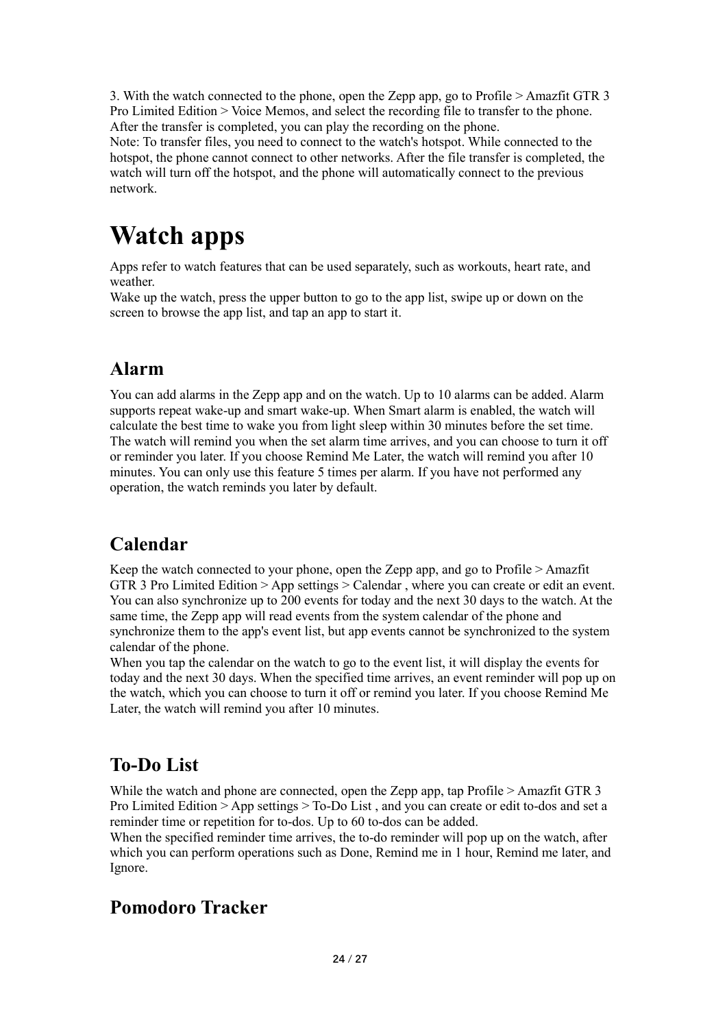3. With the watch connected to the phone, open the Zepp app, go to Profile > Amazfit GTR 3 Pro Limited Edition > Voice Memos, and select the recording file to transfer to the phone. After the transfer is completed, you can play the recording on the phone.
Note: To transfer files, you need to connect to the watch's hotspot. While connected to the hotspot, the phone cannot connect to other networks. After the file transfer is completed, the watch will turn off the hotspot, and the phone will automatically connect to the previous network.

# Watch apps

Apps refer to watch features that can be used separately, such as workouts, heart rate, and weather.
Wake up the watch, press the upper button to go to the app list, swipe up or down on the screen to browse the app list, and tap an app to start it.

## Alarm

You can add alarms in the Zepp app and on the watch. Up to 10 alarms can be added. Alarm supports repeat wake-up and smart wake-up. When Smart alarm is enabled, the watch will calculate the best time to wake you from light sleep within 30 minutes before the set time. The watch will remind you when the set alarm time arrives, and you can choose to turn it off or reminder you later. If you choose Remind Me Later, the watch will remind you after 10 minutes. You can only use this feature 5 times per alarm. If you have not performed any operation, the watch reminds you later by default.

## Calendar

Keep the watch connected to your phone, open the Zepp app, and go to Profile > Amazfit GTR 3 Pro Limited Edition > App settings > Calendar , where you can create or edit an event. You can also synchronize up to 200 events for today and the next 30 days to the watch. At the same time, the Zepp app will read events from the system calendar of the phone and synchronize them to the app's event list, but app events cannot be synchronized to the system calendar of the phone.
When you tap the calendar on the watch to go to the event list, it will display the events for today and the next 30 days. When the specified time arrives, an event reminder will pop up on the watch, which you can choose to turn it off or remind you later. If you choose Remind Me Later, the watch will remind you after 10 minutes.

## To-Do List

While the watch and phone are connected, open the Zepp app, tap Profile > Amazfit GTR 3 Pro Limited Edition > App settings > To-Do List , and you can create or edit to-dos and set a reminder time or repetition for to-dos. Up to 60 to-dos can be added.
When the specified reminder time arrives, the to-do reminder will pop up on the watch, after which you can perform operations such as Done, Remind me in 1 hour, Remind me later, and Ignore.

## Pomodoro Tracker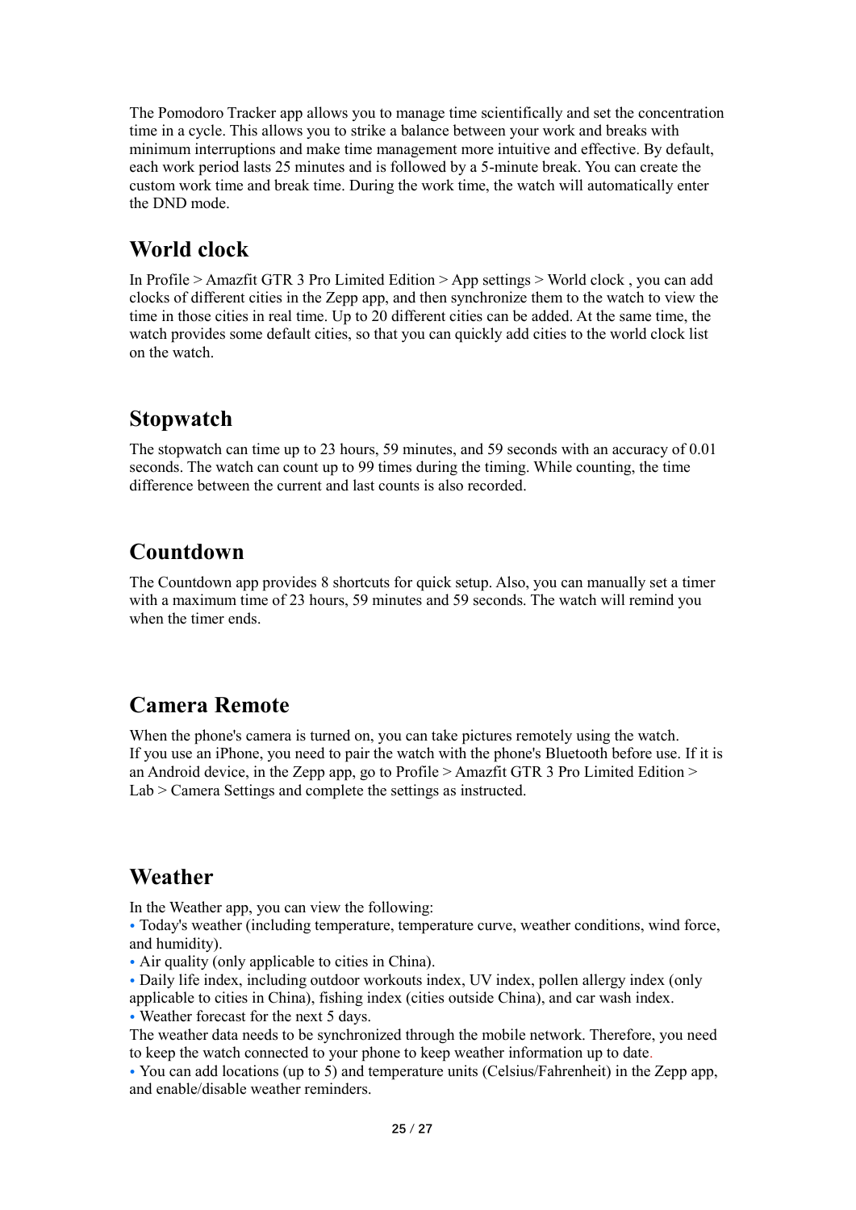The Pomodoro Tracker app allows you to manage time scientifically and set the concentration time in a cycle. This allows you to strike a balance between your work and breaks with minimum interruptions and make time management more intuitive and effective. By default, each work period lasts 25 minutes and is followed by a 5-minute break. You can create the custom work time and break time. During the work time, the watch will automatically enter the DND mode.

## World clock

In Profile > Amazfit GTR 3 Pro Limited Edition > App settings > World clock , you can add clocks of different cities in the Zepp app, and then synchronize them to the watch to view the time in those cities in real time. Up to 20 different cities can be added. At the same time, the watch provides some default cities, so that you can quickly add cities to the world clock list on the watch.

## Stopwatch

The stopwatch can time up to 23 hours, 59 minutes, and 59 seconds with an accuracy of 0.01 seconds. The watch can count up to 99 times during the timing. While counting, the time difference between the current and last counts is also recorded.

## Countdown

The Countdown app provides 8 shortcuts for quick setup. Also, you can manually set a timer with a maximum time of 23 hours, 59 minutes and 59 seconds. The watch will remind you when the timer ends.

## Camera Remote

When the phone's camera is turned on, you can take pictures remotely using the watch.
If you use an iPhone, you need to pair the watch with the phone's Bluetooth before use. If it is an Android device, in the Zepp app, go to Profile > Amazfit GTR 3 Pro Limited Edition > Lab > Camera Settings and complete the settings as instructed.

## Weather

In the Weather app, you can view the following:

- Today's weather (including temperature, temperature curve, weather conditions, wind force, and humidity).
- Air quality (only applicable to cities in China).
- Daily life index, including outdoor workouts index, UV index, pollen allergy index (only applicable to cities in China), fishing index (cities outside China), and car wash index.
- Weather forecast for the next 5 days.

The weather data needs to be synchronized through the mobile network. Therefore, you need to keep the watch connected to your phone to keep weather information up to date.

- You can add locations (up to 5) and temperature units (Celsius/Fahrenheit) in the Zepp app, and enable/disable weather reminders.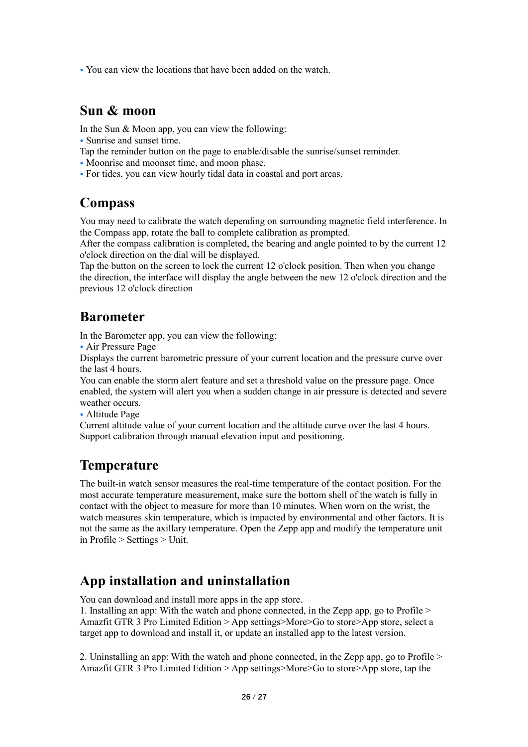- You can view the locations that have been added on the watch.

## Sun & moon

In the Sun & Moon app, you can view the following:

- Sunrise and sunset time.

Tap the reminder button on the page to enable/disable the sunrise/sunset reminder.

- Moonrise and moonset time, and moon phase.
- For tides, you can view hourly tidal data in coastal and port areas.

## Compass

You may need to calibrate the watch depending on surrounding magnetic field interference. In the Compass app, rotate the ball to complete calibration as prompted.
After the compass calibration is completed, the bearing and angle pointed to by the current 12 o'clock direction on the dial will be displayed.
Tap the button on the screen to lock the current 12 o'clock position. Then when you change the direction, the interface will display the angle between the new 12 o'clock direction and the previous 12 o'clock direction

## Barometer

In the Barometer app, you can view the following:

- Air Pressure Page

Displays the current barometric pressure of your current location and the pressure curve over the last 4 hours.
You can enable the storm alert feature and set a threshold value on the pressure page. Once enabled, the system will alert you when a sudden change in air pressure is detected and severe weather occurs.

- Altitude Page

Current altitude value of your current location and the altitude curve over the last 4 hours. Support calibration through manual elevation input and positioning.

## Temperature

The built-in watch sensor measures the real-time temperature of the contact position. For the most accurate temperature measurement, make sure the bottom shell of the watch is fully in contact with the object to measure for more than 10 minutes. When worn on the wrist, the watch measures skin temperature, which is impacted by environmental and other factors. It is not the same as the axillary temperature. Open the Zepp app and modify the temperature unit in Profile > Settings > Unit.

## App installation and uninstallation

You can download and install more apps in the app store.
1. Installing an app: With the watch and phone connected, in the Zepp app, go to Profile > Amazfit GTR 3 Pro Limited Edition > App settings>More>Go to store>App store, select a target app to download and install it, or update an installed app to the latest version.

2. Uninstalling an app: With the watch and phone connected, in the Zepp app, go to Profile > Amazfit GTR 3 Pro Limited Edition > App settings>More>Go to store>App store, tap the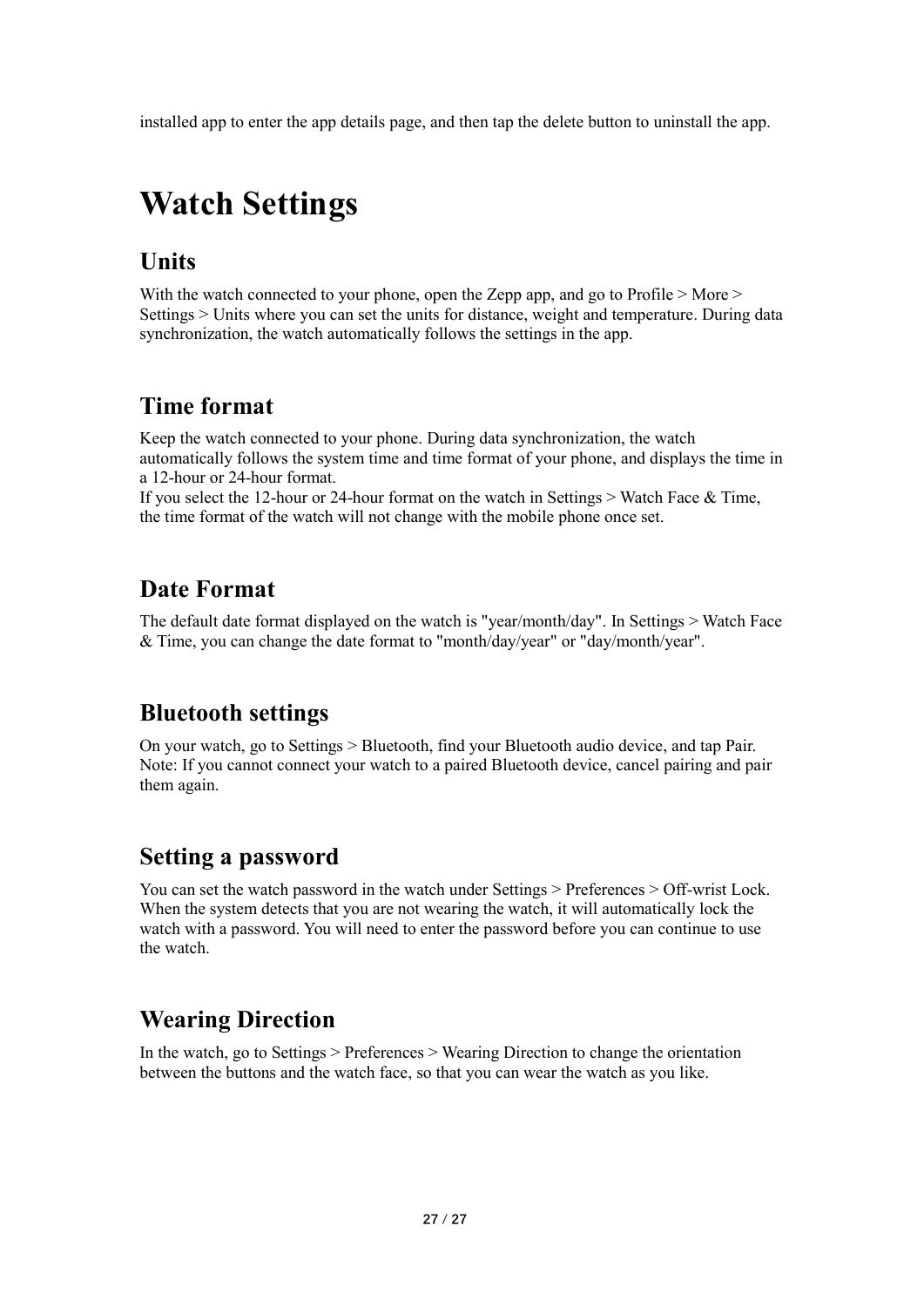installed app to enter the app details page, and then tap the delete button to uninstall the app.

# Watch Settings

## Units

With the watch connected to your phone, open the Zepp app, and go to Profile > More > Settings > Units where you can set the units for distance, weight and temperature. During data synchronization, the watch automatically follows the settings in the app.

## Time format

Keep the watch connected to your phone. During data synchronization, the watch automatically follows the system time and time format of your phone, and displays the time in a 12-hour or 24-hour format.
If you select the 12-hour or 24-hour format on the watch in Settings > Watch Face & Time, the time format of the watch will not change with the mobile phone once set.

## Date Format

The default date format displayed on the watch is "year/month/day". In Settings > Watch Face & Time, you can change the date format to "month/day/year" or "day/month/year".

## Bluetooth settings

On your watch, go to Settings > Bluetooth, find your Bluetooth audio device, and tap Pair.
Note: If you cannot connect your watch to a paired Bluetooth device, cancel pairing and pair them again.

## Setting a password

You can set the watch password in the watch under Settings > Preferences > Off-wrist Lock. When the system detects that you are not wearing the watch, it will automatically lock the watch with a password. You will need to enter the password before you can continue to use the watch.

## Wearing Direction

In the watch, go to Settings > Preferences > Wearing Direction to change the orientation between the buttons and the watch face, so that you can wear the watch as you like.